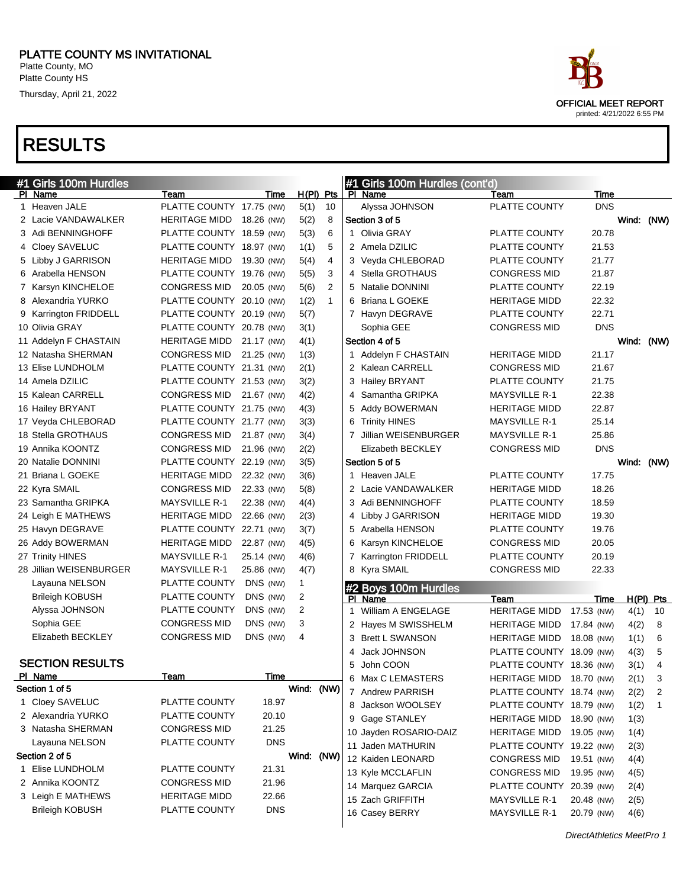PLATTE COUNTY MS INVITATIONAL
Platte County, MO
Platte County HS
Thursday, April 21, 2022

OFFICIAL MEET REPORT
printed: 4/21/2022 6:55 PM

# RESULTS

## #1 Girls 100m Hurdles

| Pl | Name | Team | Time | | H(Pl) | Pts |
|---|---|---|---|---|---|---|
| 1 | Heaven JALE | PLATTE COUNTY | 17.75 | (NW) | 5(1) | 10 |
| 2 | Lacie VANDAWALKER | HERITAGE MIDD | 18.26 | (NW) | 5(2) | 8 |
| 3 | Adi BENNINGHOFF | PLATTE COUNTY | 18.59 | (NW) | 5(3) | 6 |
| 4 | Cloey SAVELUC | PLATTE COUNTY | 18.97 | (NW) | 1(1) | 5 |
| 5 | Libby J GARRISON | HERITAGE MIDD | 19.30 | (NW) | 5(4) | 4 |
| 6 | Arabella HENSON | PLATTE COUNTY | 19.76 | (NW) | 5(5) | 3 |
| 7 | Karsyn KINCHELOE | CONGRESS MID | 20.05 | (NW) | 5(6) | 2 |
| 8 | Alexandria YURKO | PLATTE COUNTY | 20.10 | (NW) | 1(2) | 1 |
| 9 | Karrington FRIDDELL | PLATTE COUNTY | 20.19 | (NW) | 5(7) | |
| 10 | Olivia GRAY | PLATTE COUNTY | 20.78 | (NW) | 3(1) | |
| 11 | Addelyn F CHASTAIN | HERITAGE MIDD | 21.17 | (NW) | 4(1) | |
| 12 | Natasha SHERMAN | CONGRESS MID | 21.25 | (NW) | 1(3) | |
| 13 | Elise LUNDHOLM | PLATTE COUNTY | 21.31 | (NW) | 2(1) | |
| 14 | Amela DZILIC | PLATTE COUNTY | 21.53 | (NW) | 3(2) | |
| 15 | Kalean CARRELL | CONGRESS MID | 21.67 | (NW) | 4(2) | |
| 16 | Hailey BRYANT | PLATTE COUNTY | 21.75 | (NW) | 4(3) | |
| 17 | Veyda CHLEBORAD | PLATTE COUNTY | 21.77 | (NW) | 3(3) | |
| 18 | Stella GROTHAUS | CONGRESS MID | 21.87 | (NW) | 3(4) | |
| 19 | Annika KOONTZ | CONGRESS MID | 21.96 | (NW) | 2(2) | |
| 20 | Natalie DONNINI | PLATTE COUNTY | 22.19 | (NW) | 3(5) | |
| 21 | Briana L GOEKE | HERITAGE MIDD | 22.32 | (NW) | 3(6) | |
| 22 | Kyra SMAIL | CONGRESS MID | 22.33 | (NW) | 5(8) | |
| 23 | Samantha GRIPKA | MAYSVILLE R-1 | 22.38 | (NW) | 4(4) | |
| 24 | Leigh E MATHEWS | HERITAGE MIDD | 22.66 | (NW) | 2(3) | |
| 25 | Havyn DEGRAVE | PLATTE COUNTY | 22.71 | (NW) | 3(7) | |
| 26 | Addy BOWERMAN | HERITAGE MIDD | 22.87 | (NW) | 4(5) | |
| 27 | Trinity HINES | MAYSVILLE R-1 | 25.14 | (NW) | 4(6) | |
| 28 | Jillian WEISENBURGER | MAYSVILLE R-1 | 25.86 | (NW) | 4(7) | |
| | Layauna NELSON | PLATTE COUNTY | DNS | (NW) | 1 | |
| | Brileigh KOBUSH | PLATTE COUNTY | DNS | (NW) | 2 | |
| | Alyssa JOHNSON | PLATTE COUNTY | DNS | (NW) | 2 | |
| | Sophia GEE | CONGRESS MID | DNS | (NW) | 3 | |
| | Elizabeth BECKLEY | CONGRESS MID | DNS | (NW) | 4 | |

### SECTION RESULTS

| Pl | Name | Team | Time |
|---|---|---|---|
| **Section 1 of 5** | | | Wind: (NW) |
| 1 | Cloey SAVELUC | PLATTE COUNTY | 18.97 |
| 2 | Alexandria YURKO | PLATTE COUNTY | 20.10 |
| 3 | Natasha SHERMAN | CONGRESS MID | 21.25 |
| | Layauna NELSON | PLATTE COUNTY | DNS |
| **Section 2 of 5** | | | Wind: (NW) |
| 1 | Elise LUNDHOLM | PLATTE COUNTY | 21.31 |
| 2 | Annika KOONTZ | CONGRESS MID | 21.96 |
| 3 | Leigh E MATHEWS | HERITAGE MIDD | 22.66 |
| | Brileigh KOBUSH | PLATTE COUNTY | DNS |
| | Alyssa JOHNSON | PLATTE COUNTY | DNS |
| **Section 3 of 5** | | | Wind: (NW) |
| 1 | Olivia GRAY | PLATTE COUNTY | 20.78 |
| 2 | Amela DZILIC | PLATTE COUNTY | 21.53 |
| 3 | Veyda CHLEBORAD | PLATTE COUNTY | 21.77 |
| 4 | Stella GROTHAUS | CONGRESS MID | 21.87 |
| 5 | Natalie DONNINI | PLATTE COUNTY | 22.19 |
| 6 | Briana L GOEKE | HERITAGE MIDD | 22.32 |
| 7 | Havyn DEGRAVE | PLATTE COUNTY | 22.71 |
| | Sophia GEE | CONGRESS MID | DNS |
| **Section 4 of 5** | | | Wind: (NW) |
| 1 | Addelyn F CHASTAIN | HERITAGE MIDD | 21.17 |
| 2 | Kalean CARRELL | CONGRESS MID | 21.67 |
| 3 | Hailey BRYANT | PLATTE COUNTY | 21.75 |
| 4 | Samantha GRIPKA | MAYSVILLE R-1 | 22.38 |
| 5 | Addy BOWERMAN | HERITAGE MIDD | 22.87 |
| 6 | Trinity HINES | MAYSVILLE R-1 | 25.14 |
| 7 | Jillian WEISENBURGER | MAYSVILLE R-1 | 25.86 |
| | Elizabeth BECKLEY | CONGRESS MID | DNS |
| **Section 5 of 5** | | | Wind: (NW) |
| 1 | Heaven JALE | PLATTE COUNTY | 17.75 |
| 2 | Lacie VANDAWALKER | HERITAGE MIDD | 18.26 |
| 3 | Adi BENNINGHOFF | PLATTE COUNTY | 18.59 |
| 4 | Libby J GARRISON | HERITAGE MIDD | 19.30 |
| 5 | Arabella HENSON | PLATTE COUNTY | 19.76 |
| 6 | Karsyn KINCHELOE | CONGRESS MID | 20.05 |
| 7 | Karrington FRIDDELL | PLATTE COUNTY | 20.19 |
| 8 | Kyra SMAIL | CONGRESS MID | 22.33 |

## #2 Boys 100m Hurdles

| Pl | Name | Team | Time | | H(Pl) | Pts |
|---|---|---|---|---|---|---|
| 1 | William A ENGELAGE | HERITAGE MIDD | 17.53 | (NW) | 4(1) | 10 |
| 2 | Hayes M SWISSHELM | HERITAGE MIDD | 17.84 | (NW) | 4(2) | 8 |
| 3 | Brett L SWANSON | HERITAGE MIDD | 18.08 | (NW) | 1(1) | 6 |
| 4 | Jack JOHNSON | PLATTE COUNTY | 18.09 | (NW) | 4(3) | 5 |
| 5 | John COON | PLATTE COUNTY | 18.36 | (NW) | 3(1) | 4 |
| 6 | Max C LEMASTERS | HERITAGE MIDD | 18.70 | (NW) | 2(1) | 3 |
| 7 | Andrew PARRISH | PLATTE COUNTY | 18.74 | (NW) | 2(2) | 2 |
| 8 | Jackson WOOLSEY | PLATTE COUNTY | 18.79 | (NW) | 1(2) | 1 |
| 9 | Gage STANLEY | HERITAGE MIDD | 18.90 | (NW) | 1(3) | |
| 10 | Jayden ROSARIO-DAIZ | HERITAGE MIDD | 19.05 | (NW) | 1(4) | |
| 11 | Jaden MATHURIN | PLATTE COUNTY | 19.22 | (NW) | 2(3) | |
| 12 | Kaiden LEONARD | CONGRESS MID | 19.51 | (NW) | 4(4) | |
| 13 | Kyle MCCLAFLIN | CONGRESS MID | 19.95 | (NW) | 4(5) | |
| 14 | Marquez GARCIA | PLATTE COUNTY | 20.39 | (NW) | 2(4) | |
| 15 | Zach GRIFFITH | MAYSVILLE R-1 | 20.48 | (NW) | 2(5) | |
| 16 | Casey BERRY | MAYSVILLE R-1 | 20.79 | (NW) | 4(6) | |

DirectAthletics MeetPro 1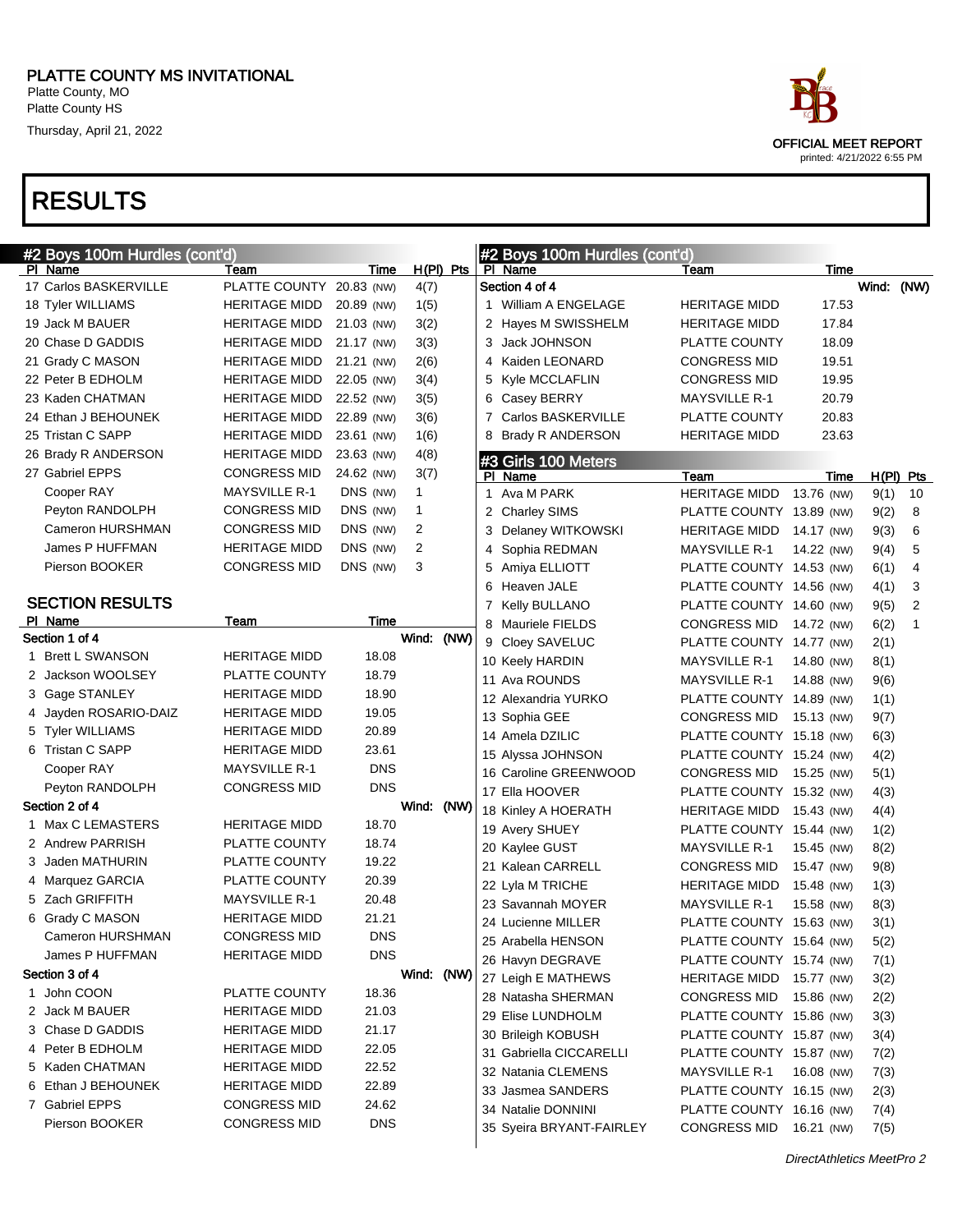## PLATTE COUNTY MS INVITATIONAL

Platte County, MO
Platte County HS
Thursday, April 21, 2022

OFFICIAL MEET REPORT
printed: 4/21/2022 6:55 PM

# RESULTS

## #2 Boys 100m Hurdles (cont'd)

| Pl | Name | Team | Time | | H(Pl) | Pts |
|---|---|---|---|---|---|---|
| 17 | Carlos BASKERVILLE | PLATTE COUNTY | 20.83 | (NW) | 4(7) | |
| 18 | Tyler WILLIAMS | HERITAGE MIDD | 20.89 | (NW) | 1(5) | |
| 19 | Jack M BAUER | HERITAGE MIDD | 21.03 | (NW) | 3(2) | |
| 20 | Chase D GADDIS | HERITAGE MIDD | 21.17 | (NW) | 3(3) | |
| 21 | Grady C MASON | HERITAGE MIDD | 21.21 | (NW) | 2(6) | |
| 22 | Peter B EDHOLM | HERITAGE MIDD | 22.05 | (NW) | 3(4) | |
| 23 | Kaden CHATMAN | HERITAGE MIDD | 22.52 | (NW) | 3(5) | |
| 24 | Ethan J BEHOUNEK | HERITAGE MIDD | 22.89 | (NW) | 3(6) | |
| 25 | Tristan C SAPP | HERITAGE MIDD | 23.61 | (NW) | 1(6) | |
| 26 | Brady R ANDERSON | HERITAGE MIDD | 23.63 | (NW) | 4(8) | |
| 27 | Gabriel EPPS | CONGRESS MID | 24.62 | (NW) | 3(7) | |
| | Cooper RAY | MAYSVILLE R-1 | DNS | (NW) | 1 | |
| | Peyton RANDOLPH | CONGRESS MID | DNS | (NW) | 1 | |
| | Cameron HURSHMAN | CONGRESS MID | DNS | (NW) | 2 | |
| | James P HUFFMAN | HERITAGE MIDD | DNS | (NW) | 2 | |
| | Pierson BOOKER | CONGRESS MID | DNS | (NW) | 3 | |

### SECTION RESULTS

| Pl | Name | Team | Time |
|---|---|---|---|
| **Section 1 of 4** | | | Wind: (NW) |
| 1 | Brett L SWANSON | HERITAGE MIDD | 18.08 |
| 2 | Jackson WOOLSEY | PLATTE COUNTY | 18.79 |
| 3 | Gage STANLEY | HERITAGE MIDD | 18.90 |
| 4 | Jayden ROSARIO-DAIZ | HERITAGE MIDD | 19.05 |
| 5 | Tyler WILLIAMS | HERITAGE MIDD | 20.89 |
| 6 | Tristan C SAPP | HERITAGE MIDD | 23.61 |
| | Cooper RAY | MAYSVILLE R-1 | DNS |
| | Peyton RANDOLPH | CONGRESS MID | DNS |
| **Section 2 of 4** | | | Wind: (NW) |
| 1 | Max C LEMASTERS | HERITAGE MIDD | 18.70 |
| 2 | Andrew PARRISH | PLATTE COUNTY | 18.74 |
| 3 | Jaden MATHURIN | PLATTE COUNTY | 19.22 |
| 4 | Marquez GARCIA | PLATTE COUNTY | 20.39 |
| 5 | Zach GRIFFITH | MAYSVILLE R-1 | 20.48 |
| 6 | Grady C MASON | HERITAGE MIDD | 21.21 |
| | Cameron HURSHMAN | CONGRESS MID | DNS |
| | James P HUFFMAN | HERITAGE MIDD | DNS |
| **Section 3 of 4** | | | Wind: (NW) |
| 1 | John COON | PLATTE COUNTY | 18.36 |
| 2 | Jack M BAUER | HERITAGE MIDD | 21.03 |
| 3 | Chase D GADDIS | HERITAGE MIDD | 21.17 |
| 4 | Peter B EDHOLM | HERITAGE MIDD | 22.05 |
| 5 | Kaden CHATMAN | HERITAGE MIDD | 22.52 |
| 6 | Ethan J BEHOUNEK | HERITAGE MIDD | 22.89 |
| 7 | Gabriel EPPS | CONGRESS MID | 24.62 |
| | Pierson BOOKER | CONGRESS MID | DNS |
| **Section 4 of 4** | | | Wind: (NW) |
| 1 | William A ENGELAGE | HERITAGE MIDD | 17.53 |
| 2 | Hayes M SWISSHELM | HERITAGE MIDD | 17.84 |
| 3 | Jack JOHNSON | PLATTE COUNTY | 18.09 |
| 4 | Kaiden LEONARD | CONGRESS MID | 19.51 |
| 5 | Kyle MCCLAFLIN | CONGRESS MID | 19.95 |
| 6 | Casey BERRY | MAYSVILLE R-1 | 20.79 |
| 7 | Carlos BASKERVILLE | PLATTE COUNTY | 20.83 |
| 8 | Brady R ANDERSON | HERITAGE MIDD | 23.63 |

## #3 Girls 100 Meters

| Pl | Name | Team | Time | | H(Pl) | Pts |
|---|---|---|---|---|---|---|
| 1 | Ava M PARK | HERITAGE MIDD | 13.76 | (NW) | 9(1) | 10 |
| 2 | Charley SIMS | PLATTE COUNTY | 13.89 | (NW) | 9(2) | 8 |
| 3 | Delaney WITKOWSKI | HERITAGE MIDD | 14.17 | (NW) | 9(3) | 6 |
| 4 | Sophia REDMAN | MAYSVILLE R-1 | 14.22 | (NW) | 9(4) | 5 |
| 5 | Amiya ELLIOTT | PLATTE COUNTY | 14.53 | (NW) | 6(1) | 4 |
| 6 | Heaven JALE | PLATTE COUNTY | 14.56 | (NW) | 4(1) | 3 |
| 7 | Kelly BULLANO | PLATTE COUNTY | 14.60 | (NW) | 9(5) | 2 |
| 8 | Mauriele FIELDS | CONGRESS MID | 14.72 | (NW) | 6(2) | 1 |
| 9 | Cloey SAVELUC | PLATTE COUNTY | 14.77 | (NW) | 2(1) | |
| 10 | Keely HARDIN | MAYSVILLE R-1 | 14.80 | (NW) | 8(1) | |
| 11 | Ava ROUNDS | MAYSVILLE R-1 | 14.88 | (NW) | 9(6) | |
| 12 | Alexandria YURKO | PLATTE COUNTY | 14.89 | (NW) | 1(1) | |
| 13 | Sophia GEE | CONGRESS MID | 15.13 | (NW) | 9(7) | |
| 14 | Amela DZILIC | PLATTE COUNTY | 15.18 | (NW) | 6(3) | |
| 15 | Alyssa JOHNSON | PLATTE COUNTY | 15.24 | (NW) | 4(2) | |
| 16 | Caroline GREENWOOD | CONGRESS MID | 15.25 | (NW) | 5(1) | |
| 17 | Ella HOOVER | PLATTE COUNTY | 15.32 | (NW) | 4(3) | |
| 18 | Kinley A HOERATH | HERITAGE MIDD | 15.43 | (NW) | 4(4) | |
| 19 | Avery SHUEY | PLATTE COUNTY | 15.44 | (NW) | 1(2) | |
| 20 | Kaylee GUST | MAYSVILLE R-1 | 15.45 | (NW) | 8(2) | |
| 21 | Kalean CARRELL | CONGRESS MID | 15.47 | (NW) | 9(8) | |
| 22 | Lyla M TRICHE | HERITAGE MIDD | 15.48 | (NW) | 1(3) | |
| 23 | Savannah MOYER | MAYSVILLE R-1 | 15.58 | (NW) | 8(3) | |
| 24 | Lucienne MILLER | PLATTE COUNTY | 15.63 | (NW) | 3(1) | |
| 25 | Arabella HENSON | PLATTE COUNTY | 15.64 | (NW) | 5(2) | |
| 26 | Havyn DEGRAVE | PLATTE COUNTY | 15.74 | (NW) | 7(1) | |
| 27 | Leigh E MATHEWS | HERITAGE MIDD | 15.77 | (NW) | 3(2) | |
| 28 | Natasha SHERMAN | CONGRESS MID | 15.86 | (NW) | 2(2) | |
| 29 | Elise LUNDHOLM | PLATTE COUNTY | 15.86 | (NW) | 3(3) | |
| 30 | Brileigh KOBUSH | PLATTE COUNTY | 15.87 | (NW) | 3(4) | |
| 31 | Gabriella CICCARELLI | PLATTE COUNTY | 15.87 | (NW) | 7(2) | |
| 32 | Natania CLEMENS | MAYSVILLE R-1 | 16.08 | (NW) | 7(3) | |
| 33 | Jasmea SANDERS | PLATTE COUNTY | 16.15 | (NW) | 2(3) | |
| 34 | Natalie DONNINI | PLATTE COUNTY | 16.16 | (NW) | 7(4) | |
| 35 | Syeira BRYANT-FAIRLEY | CONGRESS MID | 16.21 | (NW) | 7(5) | |

DirectAthletics MeetPro 2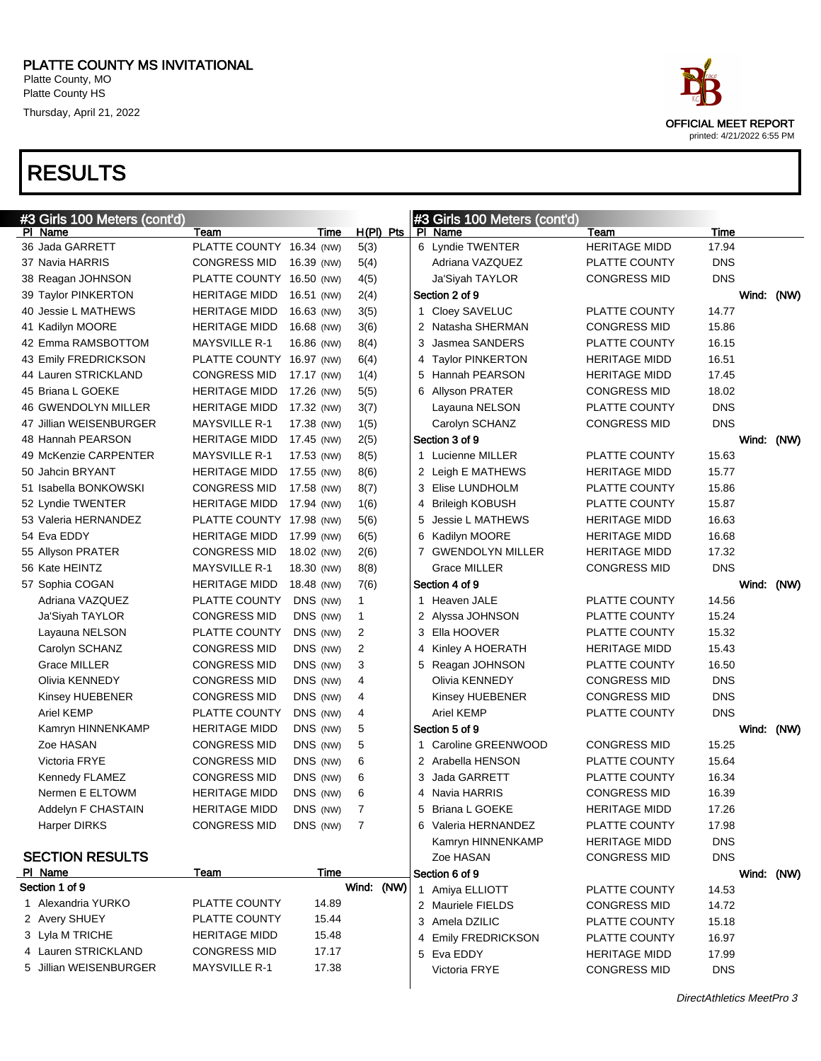PLATTE COUNTY MS INVITATIONAL
Platte County, MO
Platte County HS
Thursday, April 21, 2022

OFFICIAL MEET REPORT
printed: 4/21/2022 6:55 PM

# RESULTS

## #3 Girls 100 Meters (cont'd)

| Pl | Name | Team | Time | H(Pl) | Pts |
|---|---|---|---|---|---|
| 36 | Jada GARRETT | PLATTE COUNTY | 16.34 (NW) | 5(3) | |
| 37 | Navia HARRIS | CONGRESS MID | 16.39 (NW) | 5(4) | |
| 38 | Reagan JOHNSON | PLATTE COUNTY | 16.50 (NW) | 4(5) | |
| 39 | Taylor PINKERTON | HERITAGE MIDD | 16.51 (NW) | 2(4) | |
| 40 | Jessie L MATHEWS | HERITAGE MIDD | 16.63 (NW) | 3(5) | |
| 41 | Kadilyn MOORE | HERITAGE MIDD | 16.68 (NW) | 3(6) | |
| 42 | Emma RAMSBOTTOM | MAYSVILLE R-1 | 16.86 (NW) | 8(4) | |
| 43 | Emily FREDRICKSON | PLATTE COUNTY | 16.97 (NW) | 6(4) | |
| 44 | Lauren STRICKLAND | CONGRESS MID | 17.17 (NW) | 1(4) | |
| 45 | Briana L GOEKE | HERITAGE MIDD | 17.26 (NW) | 5(5) | |
| 46 | GWENDOLYN MILLER | HERITAGE MIDD | 17.32 (NW) | 3(7) | |
| 47 | Jillian WEISENBURGER | MAYSVILLE R-1 | 17.38 (NW) | 1(5) | |
| 48 | Hannah PEARSON | HERITAGE MIDD | 17.45 (NW) | 2(5) | |
| 49 | McKenzie CARPENTER | MAYSVILLE R-1 | 17.53 (NW) | 8(5) | |
| 50 | Jahcin BRYANT | HERITAGE MIDD | 17.55 (NW) | 8(6) | |
| 51 | Isabella BONKOWSKI | CONGRESS MID | 17.58 (NW) | 8(7) | |
| 52 | Lyndie TWENTER | HERITAGE MIDD | 17.94 (NW) | 1(6) | |
| 53 | Valeria HERNANDEZ | PLATTE COUNTY | 17.98 (NW) | 5(6) | |
| 54 | Eva EDDY | HERITAGE MIDD | 17.99 (NW) | 6(5) | |
| 55 | Allyson PRATER | CONGRESS MID | 18.02 (NW) | 2(6) | |
| 56 | Kate HEINTZ | MAYSVILLE R-1 | 18.30 (NW) | 8(8) | |
| 57 | Sophia COGAN | HERITAGE MIDD | 18.48 (NW) | 7(6) | |
| | Adriana VAZQUEZ | PLATTE COUNTY | DNS (NW) | 1 | |
| | Ja'Siyah TAYLOR | CONGRESS MID | DNS (NW) | 1 | |
| | Layauna NELSON | PLATTE COUNTY | DNS (NW) | 2 | |
| | Carolyn SCHANZ | CONGRESS MID | DNS (NW) | 2 | |
| | Grace MILLER | CONGRESS MID | DNS (NW) | 3 | |
| | Olivia KENNEDY | CONGRESS MID | DNS (NW) | 4 | |
| | Kinsey HUEBENER | CONGRESS MID | DNS (NW) | 4 | |
| | Ariel KEMP | PLATTE COUNTY | DNS (NW) | 4 | |
| | Kamryn HINNENKAMP | HERITAGE MIDD | DNS (NW) | 5 | |
| | Zoe HASAN | CONGRESS MID | DNS (NW) | 5 | |
| | Victoria FRYE | CONGRESS MID | DNS (NW) | 6 | |
| | Kennedy FLAMEZ | CONGRESS MID | DNS (NW) | 6 | |
| | Nermen E ELTOWM | HERITAGE MIDD | DNS (NW) | 6 | |
| | Addelyn F CHASTAIN | HERITAGE MIDD | DNS (NW) | 7 | |
| | Harper DIRKS | CONGRESS MID | DNS (NW) | 7 | |

### SECTION RESULTS

| Pl | Name | Team | Time |
|---|---|---|---|
| **Section 1 of 9** | | | Wind: (NW) |
| 1 | Alexandria YURKO | PLATTE COUNTY | 14.89 |
| 2 | Avery SHUEY | PLATTE COUNTY | 15.44 |
| 3 | Lyla M TRICHE | HERITAGE MIDD | 15.48 |
| 4 | Lauren STRICKLAND | CONGRESS MID | 17.17 |
| 5 | Jillian WEISENBURGER | MAYSVILLE R-1 | 17.38 |
| 6 | Lyndie TWENTER | HERITAGE MIDD | 17.94 |
| | Adriana VAZQUEZ | PLATTE COUNTY | DNS |
| | Ja'Siyah TAYLOR | CONGRESS MID | DNS |
| **Section 2 of 9** | | | Wind: (NW) |
| 1 | Cloey SAVELUC | PLATTE COUNTY | 14.77 |
| 2 | Natasha SHERMAN | CONGRESS MID | 15.86 |
| 3 | Jasmea SANDERS | PLATTE COUNTY | 16.15 |
| 4 | Taylor PINKERTON | HERITAGE MIDD | 16.51 |
| 5 | Hannah PEARSON | HERITAGE MIDD | 17.45 |
| 6 | Allyson PRATER | CONGRESS MID | 18.02 |
| | Layauna NELSON | PLATTE COUNTY | DNS |
| | Carolyn SCHANZ | CONGRESS MID | DNS |
| **Section 3 of 9** | | | Wind: (NW) |
| 1 | Lucienne MILLER | PLATTE COUNTY | 15.63 |
| 2 | Leigh E MATHEWS | HERITAGE MIDD | 15.77 |
| 3 | Elise LUNDHOLM | PLATTE COUNTY | 15.86 |
| 4 | Brileigh KOBUSH | PLATTE COUNTY | 15.87 |
| 5 | Jessie L MATHEWS | HERITAGE MIDD | 16.63 |
| 6 | Kadilyn MOORE | HERITAGE MIDD | 16.68 |
| 7 | GWENDOLYN MILLER | HERITAGE MIDD | 17.32 |
| | Grace MILLER | CONGRESS MID | DNS |
| **Section 4 of 9** | | | Wind: (NW) |
| 1 | Heaven JALE | PLATTE COUNTY | 14.56 |
| 2 | Alyssa JOHNSON | PLATTE COUNTY | 15.24 |
| 3 | Ella HOOVER | PLATTE COUNTY | 15.32 |
| 4 | Kinley A HOERATH | HERITAGE MIDD | 15.43 |
| 5 | Reagan JOHNSON | PLATTE COUNTY | 16.50 |
| | Olivia KENNEDY | CONGRESS MID | DNS |
| | Kinsey HUEBENER | CONGRESS MID | DNS |
| | Ariel KEMP | PLATTE COUNTY | DNS |
| **Section 5 of 9** | | | Wind: (NW) |
| 1 | Caroline GREENWOOD | CONGRESS MID | 15.25 |
| 2 | Arabella HENSON | PLATTE COUNTY | 15.64 |
| 3 | Jada GARRETT | PLATTE COUNTY | 16.34 |
| 4 | Navia HARRIS | CONGRESS MID | 16.39 |
| 5 | Briana L GOEKE | HERITAGE MIDD | 17.26 |
| 6 | Valeria HERNANDEZ | PLATTE COUNTY | 17.98 |
| | Kamryn HINNENKAMP | HERITAGE MIDD | DNS |
| | Zoe HASAN | CONGRESS MID | DNS |
| **Section 6 of 9** | | | Wind: (NW) |
| 1 | Amiya ELLIOTT | PLATTE COUNTY | 14.53 |
| 2 | Mauriele FIELDS | CONGRESS MID | 14.72 |
| 3 | Amela DZILIC | PLATTE COUNTY | 15.18 |
| 4 | Emily FREDRICKSON | PLATTE COUNTY | 16.97 |
| 5 | Eva EDDY | HERITAGE MIDD | 17.99 |
| | Victoria FRYE | CONGRESS MID | DNS |

DirectAthletics MeetPro 3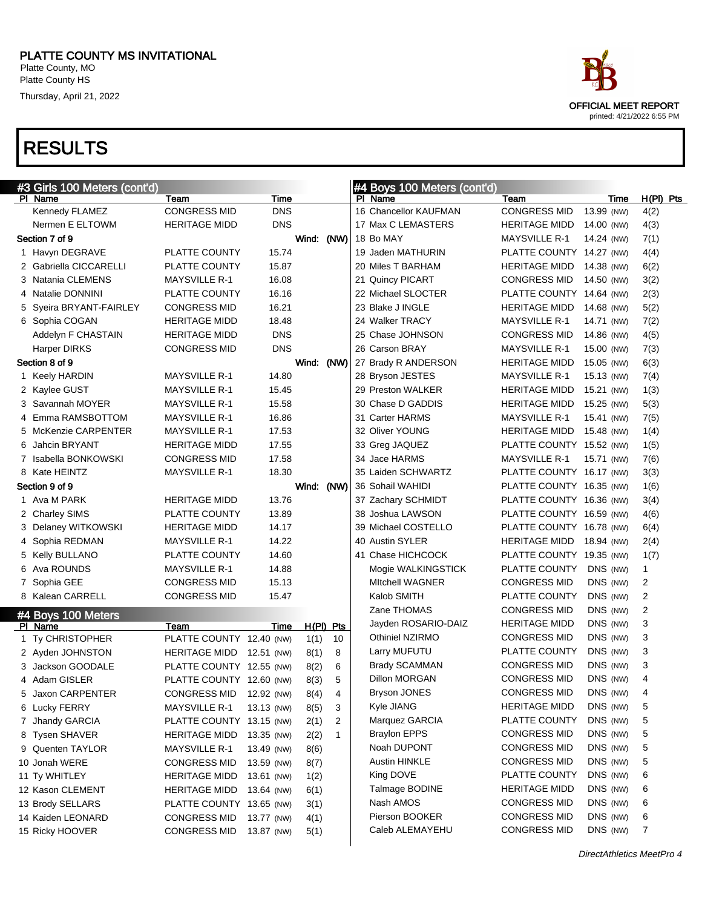# PLATTE COUNTY MS INVITATIONAL

Platte County, MO
Platte County HS
Thursday, April 21, 2022

OFFICIAL MEET REPORT
printed: 4/21/2022 6:55 PM

# RESULTS

## #3 Girls 100 Meters (cont'd)

| Pl | Name | Team | Time |
|---|---|---|---|
| | Kennedy FLAMEZ | CONGRESS MID | DNS |
| | Nermen E ELTOWM | HERITAGE MIDD | DNS |
| **Section 7 of 9** | | | Wind: (NW) |
| 1 | Havyn DEGRAVE | PLATTE COUNTY | 15.74 |
| 2 | Gabriella CICCARELLI | PLATTE COUNTY | 15.87 |
| 3 | Natania CLEMENS | MAYSVILLE R-1 | 16.08 |
| 4 | Natalie DONNINI | PLATTE COUNTY | 16.16 |
| 5 | Syeira BRYANT-FAIRLEY | CONGRESS MID | 16.21 |
| 6 | Sophia COGAN | HERITAGE MIDD | 18.48 |
| | Addelyn F CHASTAIN | HERITAGE MIDD | DNS |
| | Harper DIRKS | CONGRESS MID | DNS |
| **Section 8 of 9** | | | Wind: (NW) |
| 1 | Keely HARDIN | MAYSVILLE R-1 | 14.80 |
| 2 | Kaylee GUST | MAYSVILLE R-1 | 15.45 |
| 3 | Savannah MOYER | MAYSVILLE R-1 | 15.58 |
| 4 | Emma RAMSBOTTOM | MAYSVILLE R-1 | 16.86 |
| 5 | McKenzie CARPENTER | MAYSVILLE R-1 | 17.53 |
| 6 | Jahcin BRYANT | HERITAGE MIDD | 17.55 |
| 7 | Isabella BONKOWSKI | CONGRESS MID | 17.58 |
| 8 | Kate HEINTZ | MAYSVILLE R-1 | 18.30 |
| **Section 9 of 9** | | | Wind: (NW) |
| 1 | Ava M PARK | HERITAGE MIDD | 13.76 |
| 2 | Charley SIMS | PLATTE COUNTY | 13.89 |
| 3 | Delaney WITKOWSKI | HERITAGE MIDD | 14.17 |
| 4 | Sophia REDMAN | MAYSVILLE R-1 | 14.22 |
| 5 | Kelly BULLANO | PLATTE COUNTY | 14.60 |
| 6 | Ava ROUNDS | MAYSVILLE R-1 | 14.88 |
| 7 | Sophia GEE | CONGRESS MID | 15.13 |
| 8 | Kalean CARRELL | CONGRESS MID | 15.47 |

## #4 Boys 100 Meters

| Pl | Name | Team | Time | | H(Pl) | Pts |
|---|---|---|---|---|---|---|
| 1 | Ty CHRISTOPHER | PLATTE COUNTY | 12.40 | (NW) | 1(1) | 10 |
| 2 | Ayden JOHNSTON | HERITAGE MIDD | 12.51 | (NW) | 8(1) | 8 |
| 3 | Jackson GOODALE | PLATTE COUNTY | 12.55 | (NW) | 8(2) | 6 |
| 4 | Adam GISLER | PLATTE COUNTY | 12.60 | (NW) | 8(3) | 5 |
| 5 | Jaxon CARPENTER | CONGRESS MID | 12.92 | (NW) | 8(4) | 4 |
| 6 | Lucky FERRY | MAYSVILLE R-1 | 13.13 | (NW) | 8(5) | 3 |
| 7 | Jhandy GARCIA | PLATTE COUNTY | 13.15 | (NW) | 2(1) | 2 |
| 8 | Tysen SHAVER | HERITAGE MIDD | 13.35 | (NW) | 2(2) | 1 |
| 9 | Quenten TAYLOR | MAYSVILLE R-1 | 13.49 | (NW) | 8(6) | |
| 10 | Jonah WERE | CONGRESS MID | 13.59 | (NW) | 8(7) | |
| 11 | Ty WHITLEY | HERITAGE MIDD | 13.61 | (NW) | 1(2) | |
| 12 | Kason CLEMENT | HERITAGE MIDD | 13.64 | (NW) | 6(1) | |
| 13 | Brody SELLARS | PLATTE COUNTY | 13.65 | (NW) | 3(1) | |
| 14 | Kaiden LEONARD | CONGRESS MID | 13.77 | (NW) | 4(1) | |
| 15 | Ricky HOOVER | CONGRESS MID | 13.87 | (NW) | 5(1) | |

## #4 Boys 100 Meters (cont'd)

| Pl | Name | Team | Time | | H(Pl) | Pts |
|---|---|---|---|---|---|---|
| 16 | Chancellor KAUFMAN | CONGRESS MID | 13.99 | (NW) | 4(2) | |
| 17 | Max C LEMASTERS | HERITAGE MIDD | 14.00 | (NW) | 4(3) | |
| 18 | Bo MAY | MAYSVILLE R-1 | 14.24 | (NW) | 7(1) | |
| 19 | Jaden MATHURIN | PLATTE COUNTY | 14.27 | (NW) | 4(4) | |
| 20 | Miles T BARHAM | HERITAGE MIDD | 14.38 | (NW) | 6(2) | |
| 21 | Quincy PICART | CONGRESS MID | 14.50 | (NW) | 3(2) | |
| 22 | Michael SLOCTER | PLATTE COUNTY | 14.64 | (NW) | 2(3) | |
| 23 | Blake J INGLE | HERITAGE MIDD | 14.68 | (NW) | 5(2) | |
| 24 | Walker TRACY | MAYSVILLE R-1 | 14.71 | (NW) | 7(2) | |
| 25 | Chase JOHNSON | CONGRESS MID | 14.86 | (NW) | 4(5) | |
| 26 | Carson BRAY | MAYSVILLE R-1 | 15.00 | (NW) | 7(3) | |
| 27 | Brady R ANDERSON | HERITAGE MIDD | 15.05 | (NW) | 6(3) | |
| 28 | Bryson JESTES | MAYSVILLE R-1 | 15.13 | (NW) | 7(4) | |
| 29 | Preston WALKER | HERITAGE MIDD | 15.21 | (NW) | 1(3) | |
| 30 | Chase D GADDIS | HERITAGE MIDD | 15.25 | (NW) | 5(3) | |
| 31 | Carter HARMS | MAYSVILLE R-1 | 15.41 | (NW) | 7(5) | |
| 32 | Oliver YOUNG | HERITAGE MIDD | 15.48 | (NW) | 1(4) | |
| 33 | Greg JAQUEZ | PLATTE COUNTY | 15.52 | (NW) | 1(5) | |
| 34 | Jace HARMS | MAYSVILLE R-1 | 15.71 | (NW) | 7(6) | |
| 35 | Laiden SCHWARTZ | PLATTE COUNTY | 16.17 | (NW) | 3(3) | |
| 36 | Sohail WAHIDI | PLATTE COUNTY | 16.35 | (NW) | 1(6) | |
| 37 | Zachary SCHMIDT | PLATTE COUNTY | 16.36 | (NW) | 3(4) | |
| 38 | Joshua LAWSON | PLATTE COUNTY | 16.59 | (NW) | 4(6) | |
| 39 | Michael COSTELLO | PLATTE COUNTY | 16.78 | (NW) | 6(4) | |
| 40 | Austin SYLER | HERITAGE MIDD | 18.94 | (NW) | 2(4) | |
| 41 | Chase HICHCOCK | PLATTE COUNTY | 19.35 | (NW) | 1(7) | |
| | Mogie WALKINGSTICK | PLATTE COUNTY | DNS | (NW) | 1 | |
| | MItchell WAGNER | CONGRESS MID | DNS | (NW) | 2 | |
| | Kalob SMITH | PLATTE COUNTY | DNS | (NW) | 2 | |
| | Zane THOMAS | CONGRESS MID | DNS | (NW) | 2 | |
| | Jayden ROSARIO-DAIZ | HERITAGE MIDD | DNS | (NW) | 3 | |
| | Othiniel NZIRMO | CONGRESS MID | DNS | (NW) | 3 | |
| | Larry MUFUTU | PLATTE COUNTY | DNS | (NW) | 3 | |
| | Brady SCAMMAN | CONGRESS MID | DNS | (NW) | 3 | |
| | Dillon MORGAN | CONGRESS MID | DNS | (NW) | 4 | |
| | Bryson JONES | CONGRESS MID | DNS | (NW) | 4 | |
| | Kyle JIANG | HERITAGE MIDD | DNS | (NW) | 5 | |
| | Marquez GARCIA | PLATTE COUNTY | DNS | (NW) | 5 | |
| | Braylon EPPS | CONGRESS MID | DNS | (NW) | 5 | |
| | Noah DUPONT | CONGRESS MID | DNS | (NW) | 5 | |
| | Austin HINKLE | CONGRESS MID | DNS | (NW) | 5 | |
| | King DOVE | PLATTE COUNTY | DNS | (NW) | 6 | |
| | Talmage BODINE | HERITAGE MIDD | DNS | (NW) | 6 | |
| | Nash AMOS | CONGRESS MID | DNS | (NW) | 6 | |
| | Pierson BOOKER | CONGRESS MID | DNS | (NW) | 6 | |
| | Caleb ALEMAYEHU | CONGRESS MID | DNS | (NW) | 7 | |

DirectAthletics MeetPro 4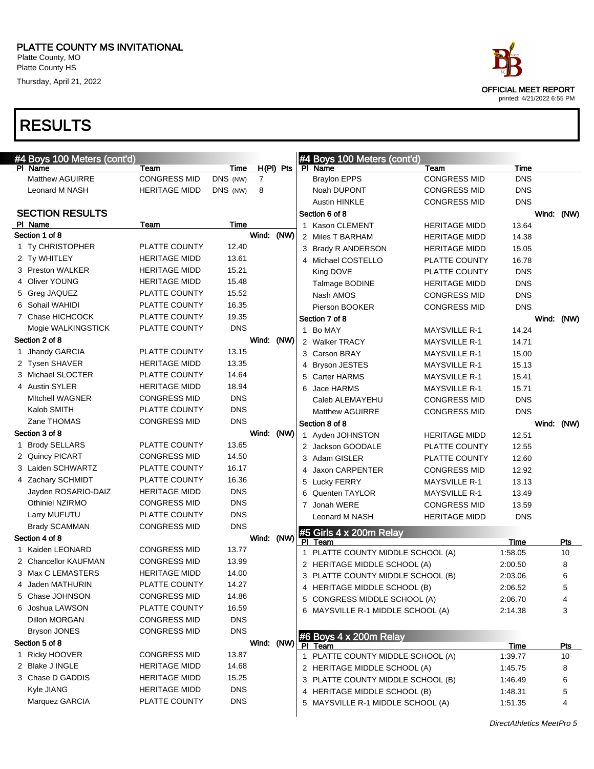# PLATTE COUNTY MS INVITATIONAL

Platte County, MO
Platte County HS
Thursday, April 21, 2022

OFFICIAL MEET REPORT
printed: 4/21/2022 6:55 PM

# RESULTS

## #4 Boys 100 Meters (cont'd)

| Pl | Name | Team | Time | | H(Pl) | Pts |
|---|---|---|---|---|---|---|
| | Matthew AGUIRRE | CONGRESS MID | DNS | (NW) | 7 | |
| | Leonard M NASH | HERITAGE MIDD | DNS | (NW) | 8 | |

### SECTION RESULTS

| Pl | Name | Team | Time |
|---|---|---|---|
| **Section 1 of 8** | | | Wind: (NW) |
| 1 | Ty CHRISTOPHER | PLATTE COUNTY | 12.40 |
| 2 | Ty WHITLEY | HERITAGE MIDD | 13.61 |
| 3 | Preston WALKER | HERITAGE MIDD | 15.21 |
| 4 | Oliver YOUNG | HERITAGE MIDD | 15.48 |
| 5 | Greg JAQUEZ | PLATTE COUNTY | 15.52 |
| 6 | Sohail WAHIDI | PLATTE COUNTY | 16.35 |
| 7 | Chase HICHCOCK | PLATTE COUNTY | 19.35 |
| | Mogie WALKINGSTICK | PLATTE COUNTY | DNS |
| **Section 2 of 8** | | | Wind: (NW) |
| 1 | Jhandy GARCIA | PLATTE COUNTY | 13.15 |
| 2 | Tysen SHAVER | HERITAGE MIDD | 13.35 |
| 3 | Michael SLOCTER | PLATTE COUNTY | 14.64 |
| 4 | Austin SYLER | HERITAGE MIDD | 18.94 |
| | MItchell WAGNER | CONGRESS MID | DNS |
| | Kalob SMITH | PLATTE COUNTY | DNS |
| | Zane THOMAS | CONGRESS MID | DNS |
| **Section 3 of 8** | | | Wind: (NW) |
| 1 | Brody SELLARS | PLATTE COUNTY | 13.65 |
| 2 | Quincy PICART | CONGRESS MID | 14.50 |
| 3 | Laiden SCHWARTZ | PLATTE COUNTY | 16.17 |
| 4 | Zachary SCHMIDT | PLATTE COUNTY | 16.36 |
| | Jayden ROSARIO-DAIZ | HERITAGE MIDD | DNS |
| | Othiniel NZIRMO | CONGRESS MID | DNS |
| | Larry MUFUTU | PLATTE COUNTY | DNS |
| | Brady SCAMMAN | CONGRESS MID | DNS |
| **Section 4 of 8** | | | Wind: (NW) |
| 1 | Kaiden LEONARD | CONGRESS MID | 13.77 |
| 2 | Chancellor KAUFMAN | CONGRESS MID | 13.99 |
| 3 | Max C LEMASTERS | HERITAGE MIDD | 14.00 |
| 4 | Jaden MATHURIN | PLATTE COUNTY | 14.27 |
| 5 | Chase JOHNSON | CONGRESS MID | 14.86 |
| 6 | Joshua LAWSON | PLATTE COUNTY | 16.59 |
| | Dillon MORGAN | CONGRESS MID | DNS |
| | Bryson JONES | CONGRESS MID | DNS |
| **Section 5 of 8** | | | Wind: (NW) |
| 1 | Ricky HOOVER | CONGRESS MID | 13.87 |
| 2 | Blake J INGLE | HERITAGE MIDD | 14.68 |
| 3 | Chase D GADDIS | HERITAGE MIDD | 15.25 |
| | Kyle JIANG | HERITAGE MIDD | DNS |
| | Marquez GARCIA | PLATTE COUNTY | DNS |
| | Braylon EPPS | CONGRESS MID | DNS |
| | Noah DUPONT | CONGRESS MID | DNS |
| | Austin HINKLE | CONGRESS MID | DNS |
| **Section 6 of 8** | | | Wind: (NW) |
| 1 | Kason CLEMENT | HERITAGE MIDD | 13.64 |
| 2 | Miles T BARHAM | HERITAGE MIDD | 14.38 |
| 3 | Brady R ANDERSON | HERITAGE MIDD | 15.05 |
| 4 | Michael COSTELLO | PLATTE COUNTY | 16.78 |
| | King DOVE | PLATTE COUNTY | DNS |
| | Talmage BODINE | HERITAGE MIDD | DNS |
| | Nash AMOS | CONGRESS MID | DNS |
| | Pierson BOOKER | CONGRESS MID | DNS |
| **Section 7 of 8** | | | Wind: (NW) |
| 1 | Bo MAY | MAYSVILLE R-1 | 14.24 |
| 2 | Walker TRACY | MAYSVILLE R-1 | 14.71 |
| 3 | Carson BRAY | MAYSVILLE R-1 | 15.00 |
| 4 | Bryson JESTES | MAYSVILLE R-1 | 15.13 |
| 5 | Carter HARMS | MAYSVILLE R-1 | 15.41 |
| 6 | Jace HARMS | MAYSVILLE R-1 | 15.71 |
| | Caleb ALEMAYEHU | CONGRESS MID | DNS |
| | Matthew AGUIRRE | CONGRESS MID | DNS |
| **Section 8 of 8** | | | Wind: (NW) |
| 1 | Ayden JOHNSTON | HERITAGE MIDD | 12.51 |
| 2 | Jackson GOODALE | PLATTE COUNTY | 12.55 |
| 3 | Adam GISLER | PLATTE COUNTY | 12.60 |
| 4 | Jaxon CARPENTER | CONGRESS MID | 12.92 |
| 5 | Lucky FERRY | MAYSVILLE R-1 | 13.13 |
| 6 | Quenten TAYLOR | MAYSVILLE R-1 | 13.49 |
| 7 | Jonah WERE | CONGRESS MID | 13.59 |
| | Leonard M NASH | HERITAGE MIDD | DNS |

## #5 Girls 4 x 200m Relay

| Pl | Team | Time | Pts |
|---|---|---|---|
| 1 | PLATTE COUNTY MIDDLE SCHOOL (A) | 1:58.05 | 10 |
| 2 | HERITAGE MIDDLE SCHOOL (A) | 2:00.50 | 8 |
| 3 | PLATTE COUNTY MIDDLE SCHOOL (B) | 2:03.06 | 6 |
| 4 | HERITAGE MIDDLE SCHOOL (B) | 2:06.52 | 5 |
| 5 | CONGRESS MIDDLE SCHOOL (A) | 2:06.70 | 4 |
| 6 | MAYSVILLE R-1 MIDDLE SCHOOL (A) | 2:14.38 | 3 |

## #6 Boys 4 x 200m Relay

| Pl | Team | Time | Pts |
|---|---|---|---|
| 1 | PLATTE COUNTY MIDDLE SCHOOL (A) | 1:39.77 | 10 |
| 2 | HERITAGE MIDDLE SCHOOL (A) | 1:45.75 | 8 |
| 3 | PLATTE COUNTY MIDDLE SCHOOL (B) | 1:46.49 | 6 |
| 4 | HERITAGE MIDDLE SCHOOL (B) | 1:48.31 | 5 |
| 5 | MAYSVILLE R-1 MIDDLE SCHOOL (A) | 1:51.35 | 4 |

*DirectAthletics MeetPro 5*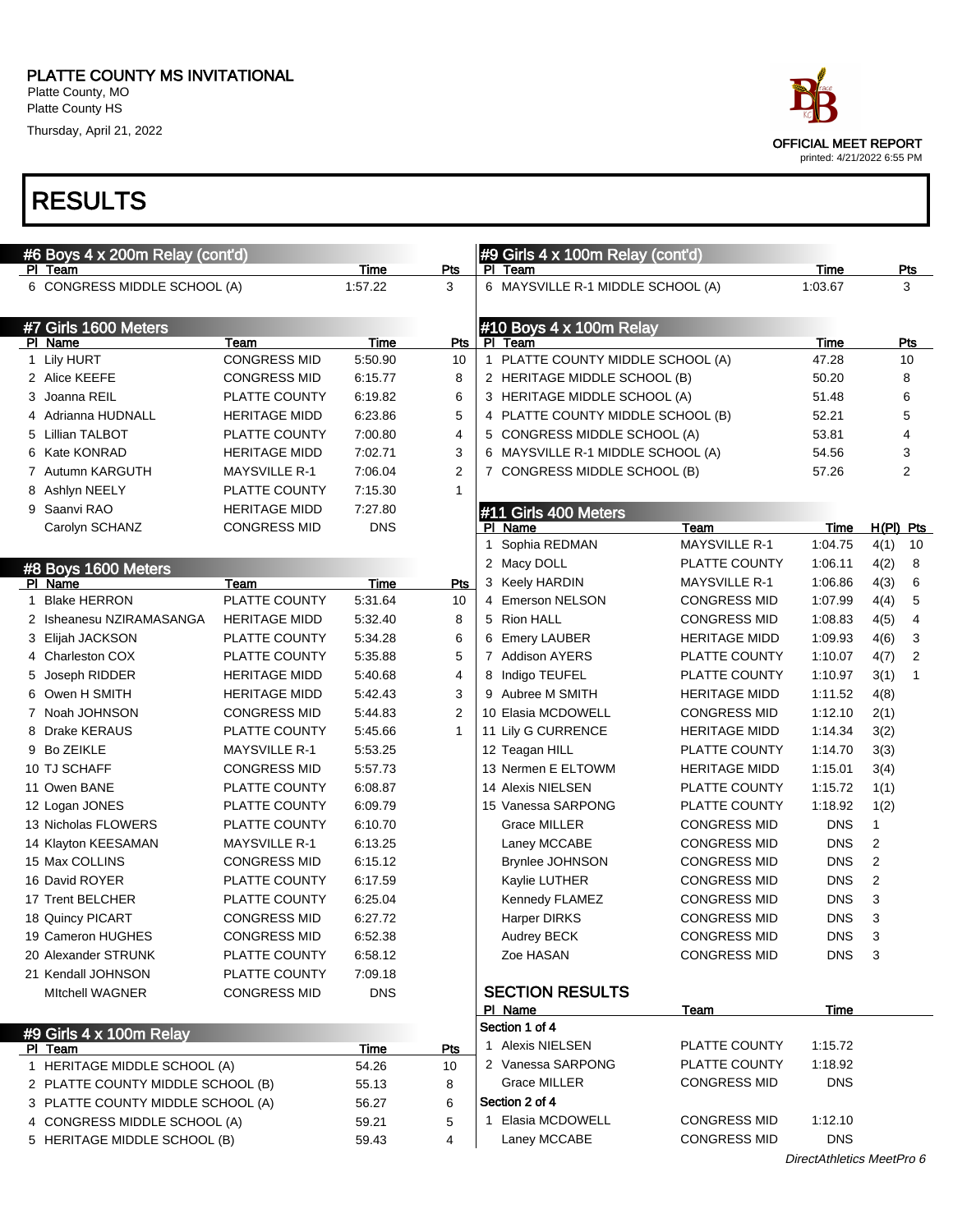# PLATTE COUNTY MS INVITATIONAL

Platte County, MO
Platte County HS
Thursday, April 21, 2022

OFFICIAL MEET REPORT
printed: 4/21/2022 6:55 PM

# RESULTS

## #6 Boys 4 x 200m Relay (cont'd)

| Pl | Team | Time | Pts |
|---|---|---|---|
| 6 | CONGRESS MIDDLE SCHOOL (A) | 1:57.22 | 3 |

## #7 Girls 1600 Meters

| Pl | Name | Team | Time | Pts |
|---|---|---|---|---|
| 1 | Lily HURT | CONGRESS MID | 5:50.90 | 10 |
| 2 | Alice KEEFE | CONGRESS MID | 6:15.77 | 8 |
| 3 | Joanna REIL | PLATTE COUNTY | 6:19.82 | 6 |
| 4 | Adrianna HUDNALL | HERITAGE MIDD | 6:23.86 | 5 |
| 5 | Lillian TALBOT | PLATTE COUNTY | 7:00.80 | 4 |
| 6 | Kate KONRAD | HERITAGE MIDD | 7:02.71 | 3 |
| 7 | Autumn KARGUTH | MAYSVILLE R-1 | 7:06.04 | 2 |
| 8 | Ashlyn NEELY | PLATTE COUNTY | 7:15.30 | 1 |
| 9 | Saanvi RAO | HERITAGE MIDD | 7:27.80 | |
| | Carolyn SCHANZ | CONGRESS MID | DNS | |

## #8 Boys 1600 Meters

| Pl | Name | Team | Time | Pts |
|---|---|---|---|---|
| 1 | Blake HERRON | PLATTE COUNTY | 5:31.64 | 10 |
| 2 | Isheanesu NZIRAMASANGA | HERITAGE MIDD | 5:32.40 | 8 |
| 3 | Elijah JACKSON | PLATTE COUNTY | 5:34.28 | 6 |
| 4 | Charleston COX | PLATTE COUNTY | 5:35.88 | 5 |
| 5 | Joseph RIDDER | HERITAGE MIDD | 5:40.68 | 4 |
| 6 | Owen H SMITH | HERITAGE MIDD | 5:42.43 | 3 |
| 7 | Noah JOHNSON | CONGRESS MID | 5:44.83 | 2 |
| 8 | Drake KERAUS | PLATTE COUNTY | 5:45.66 | 1 |
| 9 | Bo ZEIKLE | MAYSVILLE R-1 | 5:53.25 | |
| 10 | TJ SCHAFF | CONGRESS MID | 5:57.73 | |
| 11 | Owen BANE | PLATTE COUNTY | 6:08.87 | |
| 12 | Logan JONES | PLATTE COUNTY | 6:09.79 | |
| 13 | Nicholas FLOWERS | PLATTE COUNTY | 6:10.70 | |
| 14 | Klayton KEESAMAN | MAYSVILLE R-1 | 6:13.25 | |
| 15 | Max COLLINS | CONGRESS MID | 6:15.12 | |
| 16 | David ROYER | PLATTE COUNTY | 6:17.59 | |
| 17 | Trent BELCHER | PLATTE COUNTY | 6:25.04 | |
| 18 | Quincy PICART | CONGRESS MID | 6:27.72 | |
| 19 | Cameron HUGHES | CONGRESS MID | 6:52.38 | |
| 20 | Alexander STRUNK | PLATTE COUNTY | 6:58.12 | |
| 21 | Kendall JOHNSON | PLATTE COUNTY | 7:09.18 | |
| | MItchell WAGNER | CONGRESS MID | DNS | |

## #9 Girls 4 x 100m Relay

| Pl | Team | Time | Pts |
|---|---|---|---|
| 1 | HERITAGE MIDDLE SCHOOL (A) | 54.26 | 10 |
| 2 | PLATTE COUNTY MIDDLE SCHOOL (B) | 55.13 | 8 |
| 3 | PLATTE COUNTY MIDDLE SCHOOL (A) | 56.27 | 6 |
| 4 | CONGRESS MIDDLE SCHOOL (A) | 59.21 | 5 |
| 5 | HERITAGE MIDDLE SCHOOL (B) | 59.43 | 4 |
| 6 | MAYSVILLE R-1 MIDDLE SCHOOL (A) | 1:03.67 | 3 |

## #10 Boys 4 x 100m Relay

| Pl | Team | Time | Pts |
|---|---|---|---|
| 1 | PLATTE COUNTY MIDDLE SCHOOL (A) | 47.28 | 10 |
| 2 | HERITAGE MIDDLE SCHOOL (B) | 50.20 | 8 |
| 3 | HERITAGE MIDDLE SCHOOL (A) | 51.48 | 6 |
| 4 | PLATTE COUNTY MIDDLE SCHOOL (B) | 52.21 | 5 |
| 5 | CONGRESS MIDDLE SCHOOL (A) | 53.81 | 4 |
| 6 | MAYSVILLE R-1 MIDDLE SCHOOL (A) | 54.56 | 3 |
| 7 | CONGRESS MIDDLE SCHOOL (B) | 57.26 | 2 |

## #11 Girls 400 Meters

| Pl | Name | Team | Time | H(Pl) | Pts |
|---|---|---|---|---|---|
| 1 | Sophia REDMAN | MAYSVILLE R-1 | 1:04.75 | 4(1) | 10 |
| 2 | Macy DOLL | PLATTE COUNTY | 1:06.11 | 4(2) | 8 |
| 3 | Keely HARDIN | MAYSVILLE R-1 | 1:06.86 | 4(3) | 6 |
| 4 | Emerson NELSON | CONGRESS MID | 1:07.99 | 4(4) | 5 |
| 5 | Rion HALL | CONGRESS MID | 1:08.83 | 4(5) | 4 |
| 6 | Emery LAUBER | HERITAGE MIDD | 1:09.93 | 4(6) | 3 |
| 7 | Addison AYERS | PLATTE COUNTY | 1:10.07 | 4(7) | 2 |
| 8 | Indigo TEUFEL | PLATTE COUNTY | 1:10.97 | 3(1) | 1 |
| 9 | Aubree M SMITH | HERITAGE MIDD | 1:11.52 | 4(8) | |
| 10 | Elasia MCDOWELL | CONGRESS MID | 1:12.10 | 2(1) | |
| 11 | Lily G CURRENCE | HERITAGE MIDD | 1:14.34 | 3(2) | |
| 12 | Teagan HILL | PLATTE COUNTY | 1:14.70 | 3(3) | |
| 13 | Nermen E ELTOWM | HERITAGE MIDD | 1:15.01 | 3(4) | |
| 14 | Alexis NIELSEN | PLATTE COUNTY | 1:15.72 | 1(1) | |
| 15 | Vanessa SARPONG | PLATTE COUNTY | 1:18.92 | 1(2) | |
| | Grace MILLER | CONGRESS MID | DNS | 1 | |
| | Laney MCCABE | CONGRESS MID | DNS | 2 | |
| | Brynlee JOHNSON | CONGRESS MID | DNS | 2 | |
| | Kaylie LUTHER | CONGRESS MID | DNS | 2 | |
| | Kennedy FLAMEZ | CONGRESS MID | DNS | 3 | |
| | Harper DIRKS | CONGRESS MID | DNS | 3 | |
| | Audrey BECK | CONGRESS MID | DNS | 3 | |
| | Zoe HASAN | CONGRESS MID | DNS | 3 | |

### SECTION RESULTS

| Pl | Name | Team | Time |
|---|---|---|---|
| **Section 1 of 4** | | | |
| 1 | Alexis NIELSEN | PLATTE COUNTY | 1:15.72 |
| 2 | Vanessa SARPONG | PLATTE COUNTY | 1:18.92 |
| | Grace MILLER | CONGRESS MID | DNS |
| **Section 2 of 4** | | | |
| 1 | Elasia MCDOWELL | CONGRESS MID | 1:12.10 |
| | Laney MCCABE | CONGRESS MID | DNS |

DirectAthletics MeetPro 6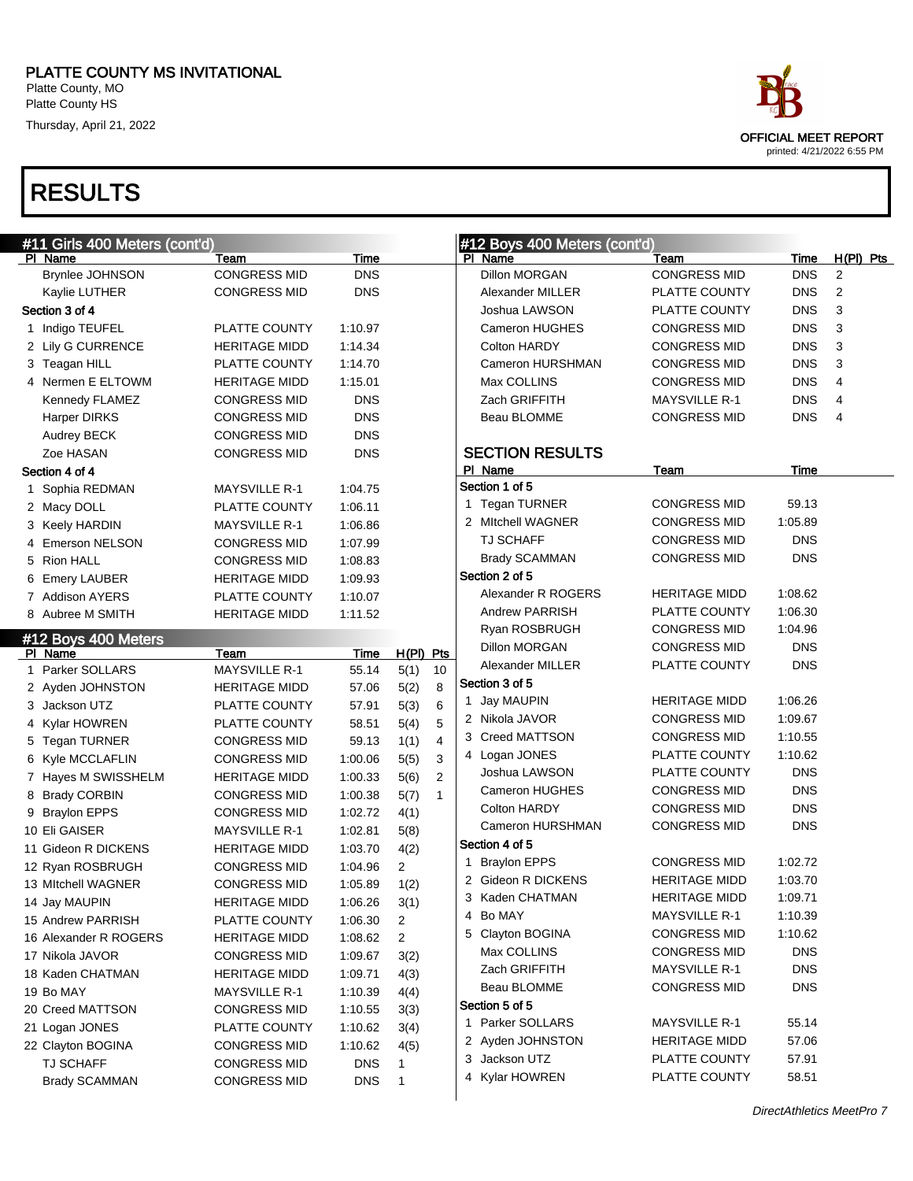# PLATTE COUNTY MS INVITATIONAL

Platte County, MO
Platte County HS
Thursday, April 21, 2022

OFFICIAL MEET REPORT
printed: 4/21/2022 6:55 PM

# RESULTS

## #11 Girls 400 Meters (cont'd)

| Pl | Name | Team | Time |
|---|---|---|---|
| | Brynlee JOHNSON | CONGRESS MID | DNS |
| | Kaylie LUTHER | CONGRESS MID | DNS |
| **Section 3 of 4** | | | |
| 1 | Indigo TEUFEL | PLATTE COUNTY | 1:10.97 |
| 2 | Lily G CURRENCE | HERITAGE MIDD | 1:14.34 |
| 3 | Teagan HILL | PLATTE COUNTY | 1:14.70 |
| 4 | Nermen E ELTOWM | HERITAGE MIDD | 1:15.01 |
| | Kennedy FLAMEZ | CONGRESS MID | DNS |
| | Harper DIRKS | CONGRESS MID | DNS |
| | Audrey BECK | CONGRESS MID | DNS |
| | Zoe HASAN | CONGRESS MID | DNS |
| **Section 4 of 4** | | | |
| 1 | Sophia REDMAN | MAYSVILLE R-1 | 1:04.75 |
| 2 | Macy DOLL | PLATTE COUNTY | 1:06.11 |
| 3 | Keely HARDIN | MAYSVILLE R-1 | 1:06.86 |
| 4 | Emerson NELSON | CONGRESS MID | 1:07.99 |
| 5 | Rion HALL | CONGRESS MID | 1:08.83 |
| 6 | Emery LAUBER | HERITAGE MIDD | 1:09.93 |
| 7 | Addison AYERS | PLATTE COUNTY | 1:10.07 |
| 8 | Aubree M SMITH | HERITAGE MIDD | 1:11.52 |

## #12 Boys 400 Meters

| Pl | Name | Team | Time | H(Pl) | Pts |
|---|---|---|---|---|---|
| 1 | Parker SOLLARS | MAYSVILLE R-1 | 55.14 | 5(1) | 10 |
| 2 | Ayden JOHNSTON | HERITAGE MIDD | 57.06 | 5(2) | 8 |
| 3 | Jackson UTZ | PLATTE COUNTY | 57.91 | 5(3) | 6 |
| 4 | Kylar HOWREN | PLATTE COUNTY | 58.51 | 5(4) | 5 |
| 5 | Tegan TURNER | CONGRESS MID | 59.13 | 1(1) | 4 |
| 6 | Kyle MCCLAFLIN | CONGRESS MID | 1:00.06 | 5(5) | 3 |
| 7 | Hayes M SWISSHELM | HERITAGE MIDD | 1:00.33 | 5(6) | 2 |
| 8 | Brady CORBIN | CONGRESS MID | 1:00.38 | 5(7) | 1 |
| 9 | Braylon EPPS | CONGRESS MID | 1:02.72 | 4(1) | |
| 10 | Eli GAISER | MAYSVILLE R-1 | 1:02.81 | 5(8) | |
| 11 | Gideon R DICKENS | HERITAGE MIDD | 1:03.70 | 4(2) | |
| 12 | Ryan ROSBRUGH | CONGRESS MID | 1:04.96 | 2 | |
| 13 | MItchell WAGNER | CONGRESS MID | 1:05.89 | 1(2) | |
| 14 | Jay MAUPIN | HERITAGE MIDD | 1:06.26 | 3(1) | |
| 15 | Andrew PARRISH | PLATTE COUNTY | 1:06.30 | 2 | |
| 16 | Alexander R ROGERS | HERITAGE MIDD | 1:08.62 | 2 | |
| 17 | Nikola JAVOR | CONGRESS MID | 1:09.67 | 3(2) | |
| 18 | Kaden CHATMAN | HERITAGE MIDD | 1:09.71 | 4(3) | |
| 19 | Bo MAY | MAYSVILLE R-1 | 1:10.39 | 4(4) | |
| 20 | Creed MATTSON | CONGRESS MID | 1:10.55 | 3(3) | |
| 21 | Logan JONES | PLATTE COUNTY | 1:10.62 | 3(4) | |
| 22 | Clayton BOGINA | CONGRESS MID | 1:10.62 | 4(5) | |
| | TJ SCHAFF | CONGRESS MID | DNS | 1 | |
| | Brady SCAMMAN | CONGRESS MID | DNS | 1 | |
| | Dillon MORGAN | CONGRESS MID | DNS | 2 | |
| | Alexander MILLER | PLATTE COUNTY | DNS | 2 | |
| | Joshua LAWSON | PLATTE COUNTY | DNS | 3 | |
| | Cameron HUGHES | CONGRESS MID | DNS | 3 | |
| | Colton HARDY | CONGRESS MID | DNS | 3 | |
| | Cameron HURSHMAN | CONGRESS MID | DNS | 3 | |
| | Max COLLINS | CONGRESS MID | DNS | 4 | |
| | Zach GRIFFITH | MAYSVILLE R-1 | DNS | 4 | |
| | Beau BLOMME | CONGRESS MID | DNS | 4 | |

### SECTION RESULTS

| Pl | Name | Team | Time |
|---|---|---|---|
| **Section 1 of 5** | | | |
| 1 | Tegan TURNER | CONGRESS MID | 59.13 |
| 2 | MItchell WAGNER | CONGRESS MID | 1:05.89 |
| | TJ SCHAFF | CONGRESS MID | DNS |
| | Brady SCAMMAN | CONGRESS MID | DNS |
| **Section 2 of 5** | | | |
| | Alexander R ROGERS | HERITAGE MIDD | 1:08.62 |
| | Andrew PARRISH | PLATTE COUNTY | 1:06.30 |
| | Ryan ROSBRUGH | CONGRESS MID | 1:04.96 |
| | Dillon MORGAN | CONGRESS MID | DNS |
| | Alexander MILLER | PLATTE COUNTY | DNS |
| **Section 3 of 5** | | | |
| 1 | Jay MAUPIN | HERITAGE MIDD | 1:06.26 |
| 2 | Nikola JAVOR | CONGRESS MID | 1:09.67 |
| 3 | Creed MATTSON | CONGRESS MID | 1:10.55 |
| 4 | Logan JONES | PLATTE COUNTY | 1:10.62 |
| | Joshua LAWSON | PLATTE COUNTY | DNS |
| | Cameron HUGHES | CONGRESS MID | DNS |
| | Colton HARDY | CONGRESS MID | DNS |
| | Cameron HURSHMAN | CONGRESS MID | DNS |
| **Section 4 of 5** | | | |
| 1 | Braylon EPPS | CONGRESS MID | 1:02.72 |
| 2 | Gideon R DICKENS | HERITAGE MIDD | 1:03.70 |
| 3 | Kaden CHATMAN | HERITAGE MIDD | 1:09.71 |
| 4 | Bo MAY | MAYSVILLE R-1 | 1:10.39 |
| 5 | Clayton BOGINA | CONGRESS MID | 1:10.62 |
| | Max COLLINS | CONGRESS MID | DNS |
| | Zach GRIFFITH | MAYSVILLE R-1 | DNS |
| | Beau BLOMME | CONGRESS MID | DNS |
| **Section 5 of 5** | | | |
| 1 | Parker SOLLARS | MAYSVILLE R-1 | 55.14 |
| 2 | Ayden JOHNSTON | HERITAGE MIDD | 57.06 |
| 3 | Jackson UTZ | PLATTE COUNTY | 57.91 |
| 4 | Kylar HOWREN | PLATTE COUNTY | 58.51 |

*DirectAthletics MeetPro 7*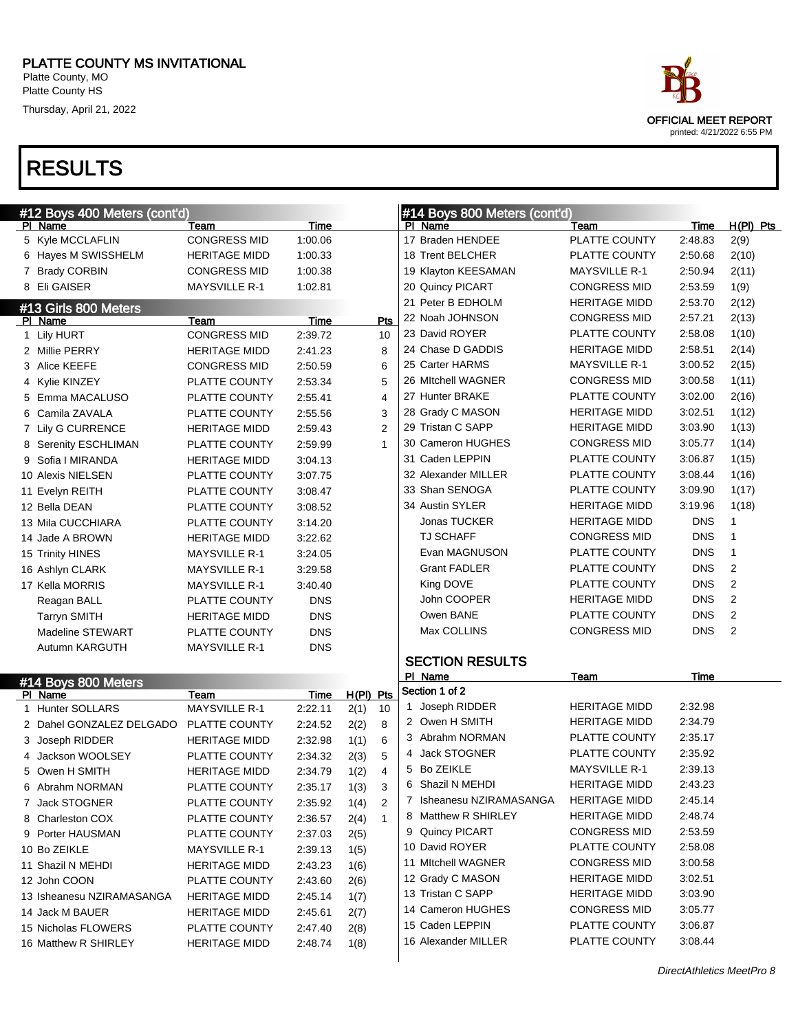PLATTE COUNTY MS INVITATIONAL
Platte County, MO
Platte County HS
Thursday, April 21, 2022

OFFICIAL MEET REPORT
printed: 4/21/2022 6:55 PM

# RESULTS

## #12 Boys 400 Meters (cont'd)

| Pl | Name | Team | Time |
|---|---|---|---|
| 5 | Kyle MCCLAFLIN | CONGRESS MID | 1:00.06 |
| 6 | Hayes M SWISSHELM | HERITAGE MIDD | 1:00.33 |
| 7 | Brady CORBIN | CONGRESS MID | 1:00.38 |
| 8 | Eli GAISER | MAYSVILLE R-1 | 1:02.81 |

## #13 Girls 800 Meters

| Pl | Name | Team | Time | Pts |
|---|---|---|---|---|
| 1 | Lily HURT | CONGRESS MID | 2:39.72 | 10 |
| 2 | Millie PERRY | HERITAGE MIDD | 2:41.23 | 8 |
| 3 | Alice KEEFE | CONGRESS MID | 2:50.59 | 6 |
| 4 | Kylie KINZEY | PLATTE COUNTY | 2:53.34 | 5 |
| 5 | Emma MACALUSO | PLATTE COUNTY | 2:55.41 | 4 |
| 6 | Camila ZAVALA | PLATTE COUNTY | 2:55.56 | 3 |
| 7 | Lily G CURRENCE | HERITAGE MIDD | 2:59.43 | 2 |
| 8 | Serenity ESCHLIMAN | PLATTE COUNTY | 2:59.99 | 1 |
| 9 | Sofia I MIRANDA | HERITAGE MIDD | 3:04.13 | |
| 10 | Alexis NIELSEN | PLATTE COUNTY | 3:07.75 | |
| 11 | Evelyn REITH | PLATTE COUNTY | 3:08.47 | |
| 12 | Bella DEAN | PLATTE COUNTY | 3:08.52 | |
| 13 | Mila CUCCHIARA | PLATTE COUNTY | 3:14.20 | |
| 14 | Jade A BROWN | HERITAGE MIDD | 3:22.62 | |
| 15 | Trinity HINES | MAYSVILLE R-1 | 3:24.05 | |
| 16 | Ashlyn CLARK | MAYSVILLE R-1 | 3:29.58 | |
| 17 | Kella MORRIS | MAYSVILLE R-1 | 3:40.40 | |
| | Reagan BALL | PLATTE COUNTY | DNS | |
| | Tarryn SMITH | HERITAGE MIDD | DNS | |
| | Madeline STEWART | PLATTE COUNTY | DNS | |
| | Autumn KARGUTH | MAYSVILLE R-1 | DNS | |

## #14 Boys 800 Meters

| Pl | Name | Team | Time | H(Pl) | Pts |
|---|---|---|---|---|---|
| 1 | Hunter SOLLARS | MAYSVILLE R-1 | 2:22.11 | 2(1) | 10 |
| 2 | Dahel GONZALEZ DELGADO | PLATTE COUNTY | 2:24.52 | 2(2) | 8 |
| 3 | Joseph RIDDER | HERITAGE MIDD | 2:32.98 | 1(1) | 6 |
| 4 | Jackson WOOLSEY | PLATTE COUNTY | 2:34.32 | 2(3) | 5 |
| 5 | Owen H SMITH | HERITAGE MIDD | 2:34.79 | 1(2) | 4 |
| 6 | Abrahm NORMAN | PLATTE COUNTY | 2:35.17 | 1(3) | 3 |
| 7 | Jack STOGNER | PLATTE COUNTY | 2:35.92 | 1(4) | 2 |
| 8 | Charleston COX | PLATTE COUNTY | 2:36.57 | 2(4) | 1 |
| 9 | Porter HAUSMAN | PLATTE COUNTY | 2:37.03 | 2(5) | |
| 10 | Bo ZEIKLE | MAYSVILLE R-1 | 2:39.13 | 1(5) | |
| 11 | Shazil N MEHDI | HERITAGE MIDD | 2:43.23 | 1(6) | |
| 12 | John COON | PLATTE COUNTY | 2:43.60 | 2(6) | |
| 13 | Isheanesu NZIRAMASANGA | HERITAGE MIDD | 2:45.14 | 1(7) | |
| 14 | Jack M BAUER | HERITAGE MIDD | 2:45.61 | 2(7) | |
| 15 | Nicholas FLOWERS | PLATTE COUNTY | 2:47.40 | 2(8) | |
| 16 | Matthew R SHIRLEY | HERITAGE MIDD | 2:48.74 | 1(8) | |
| 17 | Braden HENDEE | PLATTE COUNTY | 2:48.83 | 2(9) | |
| 18 | Trent BELCHER | PLATTE COUNTY | 2:50.68 | 2(10) | |
| 19 | Klayton KEESAMAN | MAYSVILLE R-1 | 2:50.94 | 2(11) | |
| 20 | Quincy PICART | CONGRESS MID | 2:53.59 | 1(9) | |
| 21 | Peter B EDHOLM | HERITAGE MIDD | 2:53.70 | 2(12) | |
| 22 | Noah JOHNSON | CONGRESS MID | 2:57.21 | 2(13) | |
| 23 | David ROYER | PLATTE COUNTY | 2:58.08 | 1(10) | |
| 24 | Chase D GADDIS | HERITAGE MIDD | 2:58.51 | 2(14) | |
| 25 | Carter HARMS | MAYSVILLE R-1 | 3:00.52 | 2(15) | |
| 26 | MItchell WAGNER | CONGRESS MID | 3:00.58 | 1(11) | |
| 27 | Hunter BRAKE | PLATTE COUNTY | 3:02.00 | 2(16) | |
| 28 | Grady C MASON | HERITAGE MIDD | 3:02.51 | 1(12) | |
| 29 | Tristan C SAPP | HERITAGE MIDD | 3:03.90 | 1(13) | |
| 30 | Cameron HUGHES | CONGRESS MID | 3:05.77 | 1(14) | |
| 31 | Caden LEPPIN | PLATTE COUNTY | 3:06.87 | 1(15) | |
| 32 | Alexander MILLER | PLATTE COUNTY | 3:08.44 | 1(16) | |
| 33 | Shan SENOGA | PLATTE COUNTY | 3:09.90 | 1(17) | |
| 34 | Austin SYLER | HERITAGE MIDD | 3:19.96 | 1(18) | |
| | Jonas TUCKER | HERITAGE MIDD | DNS | 1 | |
| | TJ SCHAFF | CONGRESS MID | DNS | 1 | |
| | Evan MAGNUSON | PLATTE COUNTY | DNS | 1 | |
| | Grant FADLER | PLATTE COUNTY | DNS | 2 | |
| | King DOVE | PLATTE COUNTY | DNS | 2 | |
| | John COOPER | HERITAGE MIDD | DNS | 2 | |
| | Owen BANE | PLATTE COUNTY | DNS | 2 | |
| | Max COLLINS | CONGRESS MID | DNS | 2 | |

### SECTION RESULTS

Section 1 of 2

| Pl | Name | Team | Time |
|---|---|---|---|
| 1 | Joseph RIDDER | HERITAGE MIDD | 2:32.98 |
| 2 | Owen H SMITH | HERITAGE MIDD | 2:34.79 |
| 3 | Abrahm NORMAN | PLATTE COUNTY | 2:35.17 |
| 4 | Jack STOGNER | PLATTE COUNTY | 2:35.92 |
| 5 | Bo ZEIKLE | MAYSVILLE R-1 | 2:39.13 |
| 6 | Shazil N MEHDI | HERITAGE MIDD | 2:43.23 |
| 7 | Isheanesu NZIRAMASANGA | HERITAGE MIDD | 2:45.14 |
| 8 | Matthew R SHIRLEY | HERITAGE MIDD | 2:48.74 |
| 9 | Quincy PICART | CONGRESS MID | 2:53.59 |
| 10 | David ROYER | PLATTE COUNTY | 2:58.08 |
| 11 | MItchell WAGNER | CONGRESS MID | 3:00.58 |
| 12 | Grady C MASON | HERITAGE MIDD | 3:02.51 |
| 13 | Tristan C SAPP | HERITAGE MIDD | 3:03.90 |
| 14 | Cameron HUGHES | CONGRESS MID | 3:05.77 |
| 15 | Caden LEPPIN | PLATTE COUNTY | 3:06.87 |
| 16 | Alexander MILLER | PLATTE COUNTY | 3:08.44 |

*DirectAthletics MeetPro 8*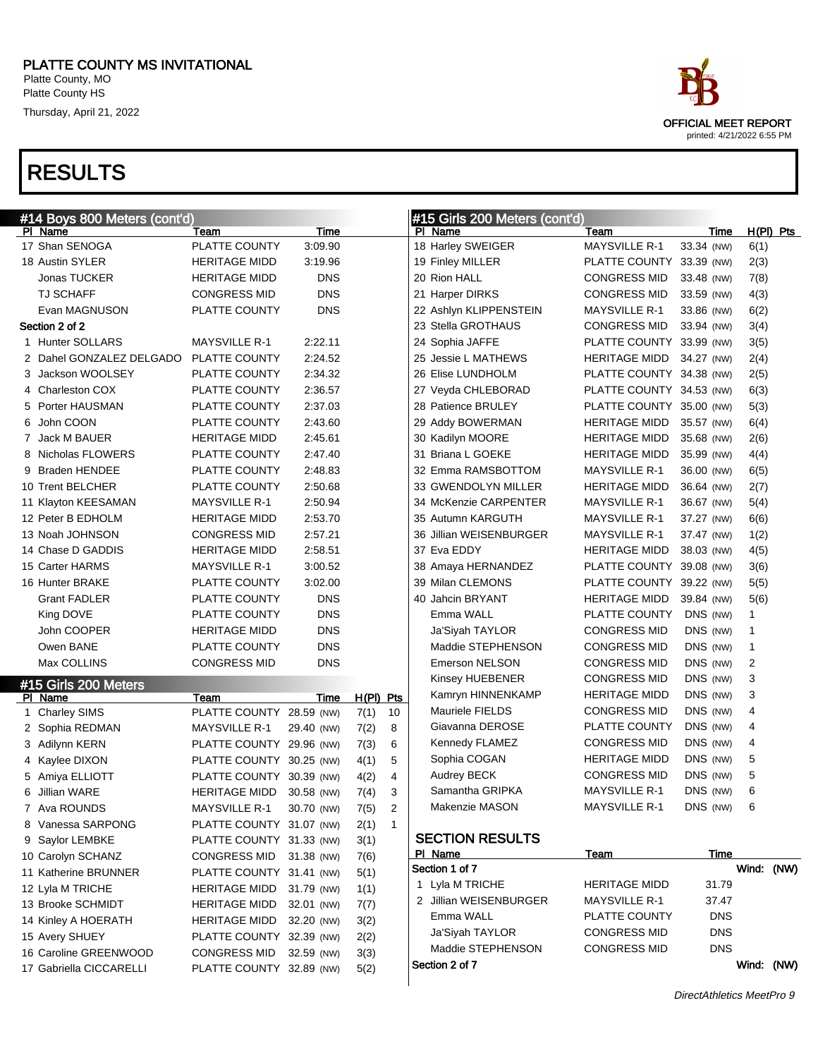# PLATTE COUNTY MS INVITATIONAL

Platte County, MO
Platte County HS
Thursday, April 21, 2022

OFFICIAL MEET REPORT
printed: 4/21/2022 6:55 PM

# RESULTS

## #14 Boys 800 Meters (cont'd)

| Pl | Name | Team | Time |
|---|---|---|---|
| 17 | Shan SENOGA | PLATTE COUNTY | 3:09.90 |
| 18 | Austin SYLER | HERITAGE MIDD | 3:19.96 |
| | Jonas TUCKER | HERITAGE MIDD | DNS |
| | TJ SCHAFF | CONGRESS MID | DNS |
| | Evan MAGNUSON | PLATTE COUNTY | DNS |
| **Section 2 of 2** | | | |
| 1 | Hunter SOLLARS | MAYSVILLE R-1 | 2:22.11 |
| 2 | Dahel GONZALEZ DELGADO | PLATTE COUNTY | 2:24.52 |
| 3 | Jackson WOOLSEY | PLATTE COUNTY | 2:34.32 |
| 4 | Charleston COX | PLATTE COUNTY | 2:36.57 |
| 5 | Porter HAUSMAN | PLATTE COUNTY | 2:37.03 |
| 6 | John COON | PLATTE COUNTY | 2:43.60 |
| 7 | Jack M BAUER | HERITAGE MIDD | 2:45.61 |
| 8 | Nicholas FLOWERS | PLATTE COUNTY | 2:47.40 |
| 9 | Braden HENDEE | PLATTE COUNTY | 2:48.83 |
| 10 | Trent BELCHER | PLATTE COUNTY | 2:50.68 |
| 11 | Klayton KEESAMAN | MAYSVILLE R-1 | 2:50.94 |
| 12 | Peter B EDHOLM | HERITAGE MIDD | 2:53.70 |
| 13 | Noah JOHNSON | CONGRESS MID | 2:57.21 |
| 14 | Chase D GADDIS | HERITAGE MIDD | 2:58.51 |
| 15 | Carter HARMS | MAYSVILLE R-1 | 3:00.52 |
| 16 | Hunter BRAKE | PLATTE COUNTY | 3:02.00 |
| | Grant FADLER | PLATTE COUNTY | DNS |
| | King DOVE | PLATTE COUNTY | DNS |
| | John COOPER | HERITAGE MIDD | DNS |
| | Owen BANE | PLATTE COUNTY | DNS |
| | Max COLLINS | CONGRESS MID | DNS |

## #15 Girls 200 Meters

| Pl | Name | Team | Time | H(Pl) | Pts |
|---|---|---|---|---|---|
| 1 | Charley SIMS | PLATTE COUNTY | 28.59 (NW) | 7(1) | 10 |
| 2 | Sophia REDMAN | MAYSVILLE R-1 | 29.40 (NW) | 7(2) | 8 |
| 3 | Adilynn KERN | PLATTE COUNTY | 29.96 (NW) | 7(3) | 6 |
| 4 | Kaylee DIXON | PLATTE COUNTY | 30.25 (NW) | 4(1) | 5 |
| 5 | Amiya ELLIOTT | PLATTE COUNTY | 30.39 (NW) | 4(2) | 4 |
| 6 | Jillian WARE | HERITAGE MIDD | 30.58 (NW) | 7(4) | 3 |
| 7 | Ava ROUNDS | MAYSVILLE R-1 | 30.70 (NW) | 7(5) | 2 |
| 8 | Vanessa SARPONG | PLATTE COUNTY | 31.07 (NW) | 2(1) | 1 |
| 9 | Saylor LEMBKE | PLATTE COUNTY | 31.33 (NW) | 3(1) | |
| 10 | Carolyn SCHANZ | CONGRESS MID | 31.38 (NW) | 7(6) | |
| 11 | Katherine BRUNNER | PLATTE COUNTY | 31.41 (NW) | 5(1) | |
| 12 | Lyla M TRICHE | HERITAGE MIDD | 31.79 (NW) | 1(1) | |
| 13 | Brooke SCHMIDT | HERITAGE MIDD | 32.01 (NW) | 7(7) | |
| 14 | Kinley A HOERATH | HERITAGE MIDD | 32.20 (NW) | 3(2) | |
| 15 | Avery SHUEY | PLATTE COUNTY | 32.39 (NW) | 2(2) | |
| 16 | Caroline GREENWOOD | CONGRESS MID | 32.59 (NW) | 3(3) | |
| 17 | Gabriella CICCARELLI | PLATTE COUNTY | 32.89 (NW) | 5(2) | |
| 18 | Harley SWEIGER | MAYSVILLE R-1 | 33.34 (NW) | 6(1) | |
| 19 | Finley MILLER | PLATTE COUNTY | 33.39 (NW) | 2(3) | |
| 20 | Rion HALL | CONGRESS MID | 33.48 (NW) | 7(8) | |
| 21 | Harper DIRKS | CONGRESS MID | 33.59 (NW) | 4(3) | |
| 22 | Ashlyn KLIPPENSTEIN | MAYSVILLE R-1 | 33.86 (NW) | 6(2) | |
| 23 | Stella GROTHAUS | CONGRESS MID | 33.94 (NW) | 3(4) | |
| 24 | Sophia JAFFE | PLATTE COUNTY | 33.99 (NW) | 3(5) | |
| 25 | Jessie L MATHEWS | HERITAGE MIDD | 34.27 (NW) | 2(4) | |
| 26 | Elise LUNDHOLM | PLATTE COUNTY | 34.38 (NW) | 2(5) | |
| 27 | Veyda CHLEBORAD | PLATTE COUNTY | 34.53 (NW) | 6(3) | |
| 28 | Patience BRULEY | PLATTE COUNTY | 35.00 (NW) | 5(3) | |
| 29 | Addy BOWERMAN | HERITAGE MIDD | 35.57 (NW) | 6(4) | |
| 30 | Kadilyn MOORE | HERITAGE MIDD | 35.68 (NW) | 2(6) | |
| 31 | Briana L GOEKE | HERITAGE MIDD | 35.99 (NW) | 4(4) | |
| 32 | Emma RAMSBOTTOM | MAYSVILLE R-1 | 36.00 (NW) | 6(5) | |
| 33 | GWENDOLYN MILLER | HERITAGE MIDD | 36.64 (NW) | 2(7) | |
| 34 | McKenzie CARPENTER | MAYSVILLE R-1 | 36.67 (NW) | 5(4) | |
| 35 | Autumn KARGUTH | MAYSVILLE R-1 | 37.27 (NW) | 6(6) | |
| 36 | Jillian WEISENBURGER | MAYSVILLE R-1 | 37.47 (NW) | 1(2) | |
| 37 | Eva EDDY | HERITAGE MIDD | 38.03 (NW) | 4(5) | |
| 38 | Amaya HERNANDEZ | PLATTE COUNTY | 39.08 (NW) | 3(6) | |
| 39 | Milan CLEMONS | PLATTE COUNTY | 39.22 (NW) | 5(5) | |
| 40 | Jahcin BRYANT | HERITAGE MIDD | 39.84 (NW) | 5(6) | |
| | Emma WALL | PLATTE COUNTY | DNS (NW) | 1 | |
| | Ja'Siyah TAYLOR | CONGRESS MID | DNS (NW) | 1 | |
| | Maddie STEPHENSON | CONGRESS MID | DNS (NW) | 1 | |
| | Emerson NELSON | CONGRESS MID | DNS (NW) | 2 | |
| | Kinsey HUEBENER | CONGRESS MID | DNS (NW) | 3 | |
| | Kamryn HINNENKAMP | HERITAGE MIDD | DNS (NW) | 3 | |
| | Mauriele FIELDS | CONGRESS MID | DNS (NW) | 4 | |
| | Giavanna DEROSE | PLATTE COUNTY | DNS (NW) | 4 | |
| | Kennedy FLAMEZ | CONGRESS MID | DNS (NW) | 4 | |
| | Sophia COGAN | HERITAGE MIDD | DNS (NW) | 5 | |
| | Audrey BECK | CONGRESS MID | DNS (NW) | 5 | |
| | Samantha GRIPKA | MAYSVILLE R-1 | DNS (NW) | 6 | |
| | Makenzie MASON | MAYSVILLE R-1 | DNS (NW) | 6 | |

### SECTION RESULTS

| Pl | Name | Team | Time |
|---|---|---|---|
| **Section 1 of 7** | | | Wind: (NW) |
| 1 | Lyla M TRICHE | HERITAGE MIDD | 31.79 |
| 2 | Jillian WEISENBURGER | MAYSVILLE R-1 | 37.47 |
| | Emma WALL | PLATTE COUNTY | DNS |
| | Ja'Siyah TAYLOR | CONGRESS MID | DNS |
| | Maddie STEPHENSON | CONGRESS MID | DNS |
| **Section 2 of 7** | | | Wind: (NW) |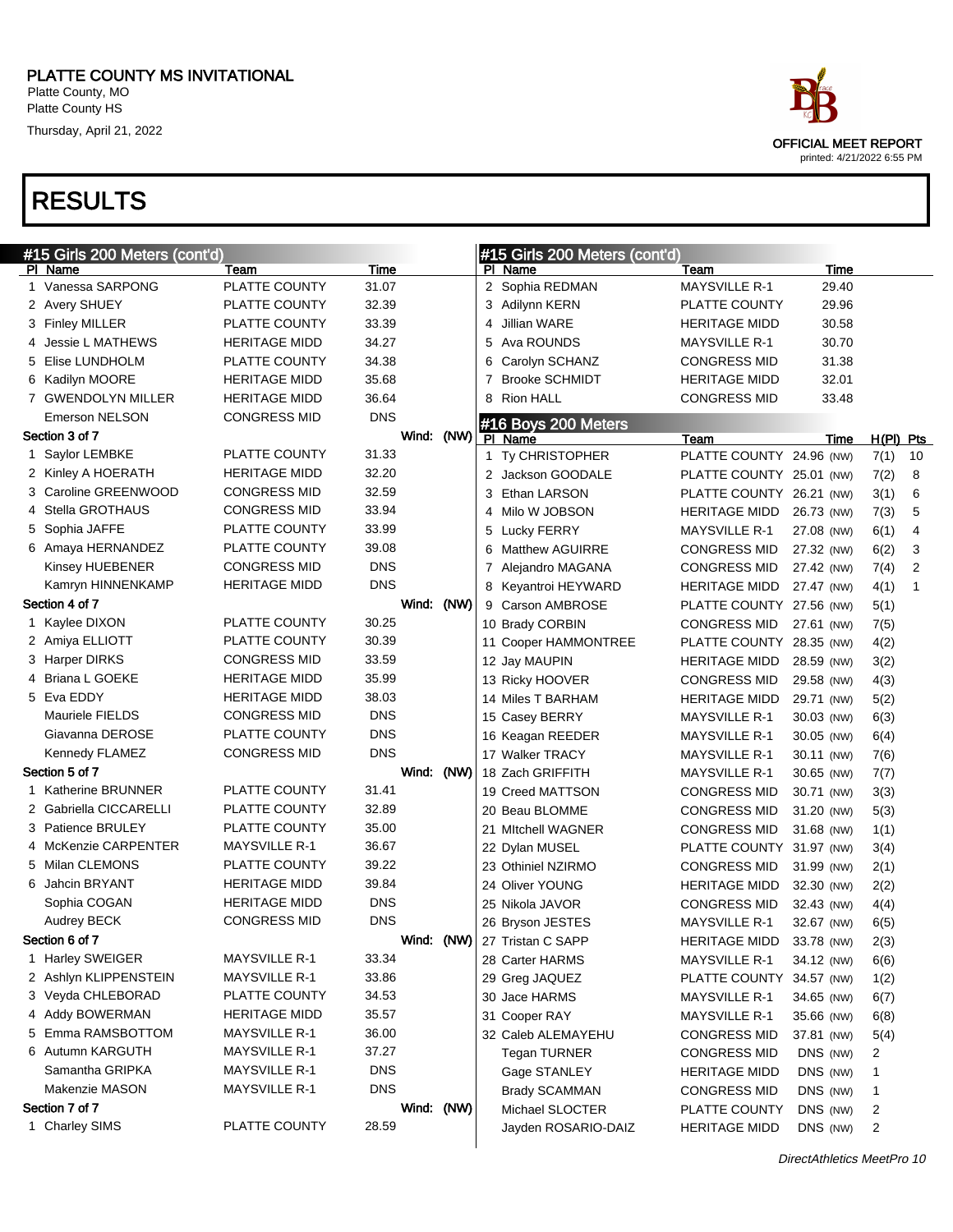PLATTE COUNTY MS INVITATIONAL
Platte County, MO
Platte County HS
Thursday, April 21, 2022

OFFICIAL MEET REPORT
printed: 4/21/2022 6:55 PM

# RESULTS

## #15 Girls 200 Meters (cont'd)

| Pl | Name | Team | Time |
|---|---|---|---|
| 1 | Vanessa SARPONG | PLATTE COUNTY | 31.07 |
| 2 | Avery SHUEY | PLATTE COUNTY | 32.39 |
| 3 | Finley MILLER | PLATTE COUNTY | 33.39 |
| 4 | Jessie L MATHEWS | HERITAGE MIDD | 34.27 |
| 5 | Elise LUNDHOLM | PLATTE COUNTY | 34.38 |
| 6 | Kadilyn MOORE | HERITAGE MIDD | 35.68 |
| 7 | GWENDOLYN MILLER | HERITAGE MIDD | 36.64 |
| | Emerson NELSON | CONGRESS MID | DNS |

**Section 3 of 7** Wind: (NW)

| Pl | Name | Team | Time |
|---|---|---|---|
| 1 | Saylor LEMBKE | PLATTE COUNTY | 31.33 |
| 2 | Kinley A HOERATH | HERITAGE MIDD | 32.20 |
| 3 | Caroline GREENWOOD | CONGRESS MID | 32.59 |
| 4 | Stella GROTHAUS | CONGRESS MID | 33.94 |
| 5 | Sophia JAFFE | PLATTE COUNTY | 33.99 |
| 6 | Amaya HERNANDEZ | PLATTE COUNTY | 39.08 |
| | Kinsey HUEBENER | CONGRESS MID | DNS |
| | Kamryn HINNENKAMP | HERITAGE MIDD | DNS |

**Section 4 of 7** Wind: (NW)

| Pl | Name | Team | Time |
|---|---|---|---|
| 1 | Kaylee DIXON | PLATTE COUNTY | 30.25 |
| 2 | Amiya ELLIOTT | PLATTE COUNTY | 30.39 |
| 3 | Harper DIRKS | CONGRESS MID | 33.59 |
| 4 | Briana L GOEKE | HERITAGE MIDD | 35.99 |
| 5 | Eva EDDY | HERITAGE MIDD | 38.03 |
| | Mauriele FIELDS | CONGRESS MID | DNS |
| | Giavanna DEROSE | PLATTE COUNTY | DNS |
| | Kennedy FLAMEZ | CONGRESS MID | DNS |

**Section 5 of 7** Wind: (NW)

| Pl | Name | Team | Time |
|---|---|---|---|
| 1 | Katherine BRUNNER | PLATTE COUNTY | 31.41 |
| 2 | Gabriella CICCARELLI | PLATTE COUNTY | 32.89 |
| 3 | Patience BRULEY | PLATTE COUNTY | 35.00 |
| 4 | McKenzie CARPENTER | MAYSVILLE R-1 | 36.67 |
| 5 | Milan CLEMONS | PLATTE COUNTY | 39.22 |
| 6 | Jahcin BRYANT | HERITAGE MIDD | 39.84 |
| | Sophia COGAN | HERITAGE MIDD | DNS |
| | Audrey BECK | CONGRESS MID | DNS |

**Section 6 of 7** Wind: (NW)

| Pl | Name | Team | Time |
|---|---|---|---|
| 1 | Harley SWEIGER | MAYSVILLE R-1 | 33.34 |
| 2 | Ashlyn KLIPPENSTEIN | MAYSVILLE R-1 | 33.86 |
| 3 | Veyda CHLEBORAD | PLATTE COUNTY | 34.53 |
| 4 | Addy BOWERMAN | HERITAGE MIDD | 35.57 |
| 5 | Emma RAMSBOTTOM | MAYSVILLE R-1 | 36.00 |
| 6 | Autumn KARGUTH | MAYSVILLE R-1 | 37.27 |
| | Samantha GRIPKA | MAYSVILLE R-1 | DNS |
| | Makenzie MASON | MAYSVILLE R-1 | DNS |

**Section 7 of 7** Wind: (NW)

| Pl | Name | Team | Time |
|---|---|---|---|
| 1 | Charley SIMS | PLATTE COUNTY | 28.59 |
| 2 | Sophia REDMAN | MAYSVILLE R-1 | 29.40 |
| 3 | Adilynn KERN | PLATTE COUNTY | 29.96 |
| 4 | Jillian WARE | HERITAGE MIDD | 30.58 |
| 5 | Ava ROUNDS | MAYSVILLE R-1 | 30.70 |
| 6 | Carolyn SCHANZ | CONGRESS MID | 31.38 |
| 7 | Brooke SCHMIDT | HERITAGE MIDD | 32.01 |
| 8 | Rion HALL | CONGRESS MID | 33.48 |

## #16 Boys 200 Meters

| Pl | Name | Team | Time | | H(Pl) | Pts |
|---|---|---|---|---|---|---|
| 1 | Ty CHRISTOPHER | PLATTE COUNTY | 24.96 | (NW) | 7(1) | 10 |
| 2 | Jackson GOODALE | PLATTE COUNTY | 25.01 | (NW) | 7(2) | 8 |
| 3 | Ethan LARSON | PLATTE COUNTY | 26.21 | (NW) | 3(1) | 6 |
| 4 | Milo W JOBSON | HERITAGE MIDD | 26.73 | (NW) | 7(3) | 5 |
| 5 | Lucky FERRY | MAYSVILLE R-1 | 27.08 | (NW) | 6(1) | 4 |
| 6 | Matthew AGUIRRE | CONGRESS MID | 27.32 | (NW) | 6(2) | 3 |
| 7 | Alejandro MAGANA | CONGRESS MID | 27.42 | (NW) | 7(4) | 2 |
| 8 | Keyantroi HEYWARD | HERITAGE MIDD | 27.47 | (NW) | 4(1) | 1 |
| 9 | Carson AMBROSE | PLATTE COUNTY | 27.56 | (NW) | 5(1) | |
| 10 | Brady CORBIN | CONGRESS MID | 27.61 | (NW) | 7(5) | |
| 11 | Cooper HAMMONTREE | PLATTE COUNTY | 28.35 | (NW) | 4(2) | |
| 12 | Jay MAUPIN | HERITAGE MIDD | 28.59 | (NW) | 3(2) | |
| 13 | Ricky HOOVER | CONGRESS MID | 29.58 | (NW) | 4(3) | |
| 14 | Miles T BARHAM | HERITAGE MIDD | 29.71 | (NW) | 5(2) | |
| 15 | Casey BERRY | MAYSVILLE R-1 | 30.03 | (NW) | 6(3) | |
| 16 | Keagan REEDER | MAYSVILLE R-1 | 30.05 | (NW) | 6(4) | |
| 17 | Walker TRACY | MAYSVILLE R-1 | 30.11 | (NW) | 7(6) | |
| 18 | Zach GRIFFITH | MAYSVILLE R-1 | 30.65 | (NW) | 7(7) | |
| 19 | Creed MATTSON | CONGRESS MID | 30.71 | (NW) | 3(3) | |
| 20 | Beau BLOMME | CONGRESS MID | 31.20 | (NW) | 5(3) | |
| 21 | MItchell WAGNER | CONGRESS MID | 31.68 | (NW) | 1(1) | |
| 22 | Dylan MUSEL | PLATTE COUNTY | 31.97 | (NW) | 3(4) | |
| 23 | Othiniel NZIRMO | CONGRESS MID | 31.99 | (NW) | 2(1) | |
| 24 | Oliver YOUNG | HERITAGE MIDD | 32.30 | (NW) | 2(2) | |
| 25 | Nikola JAVOR | CONGRESS MID | 32.43 | (NW) | 4(4) | |
| 26 | Bryson JESTES | MAYSVILLE R-1 | 32.67 | (NW) | 6(5) | |
| 27 | Tristan C SAPP | HERITAGE MIDD | 33.78 | (NW) | 2(3) | |
| 28 | Carter HARMS | MAYSVILLE R-1 | 34.12 | (NW) | 6(6) | |
| 29 | Greg JAQUEZ | PLATTE COUNTY | 34.57 | (NW) | 1(2) | |
| 30 | Jace HARMS | MAYSVILLE R-1 | 34.65 | (NW) | 6(7) | |
| 31 | Cooper RAY | MAYSVILLE R-1 | 35.66 | (NW) | 6(8) | |
| 32 | Caleb ALEMAYEHU | CONGRESS MID | 37.81 | (NW) | 5(4) | |
| | Tegan TURNER | CONGRESS MID | DNS | (NW) | 2 | |
| | Gage STANLEY | HERITAGE MIDD | DNS | (NW) | 1 | |
| | Brady SCAMMAN | CONGRESS MID | DNS | (NW) | 1 | |
| | Michael SLOCTER | PLATTE COUNTY | DNS | (NW) | 2 | |
| | Jayden ROSARIO-DAIZ | HERITAGE MIDD | DNS | (NW) | 2 | |

*DirectAthletics MeetPro 10*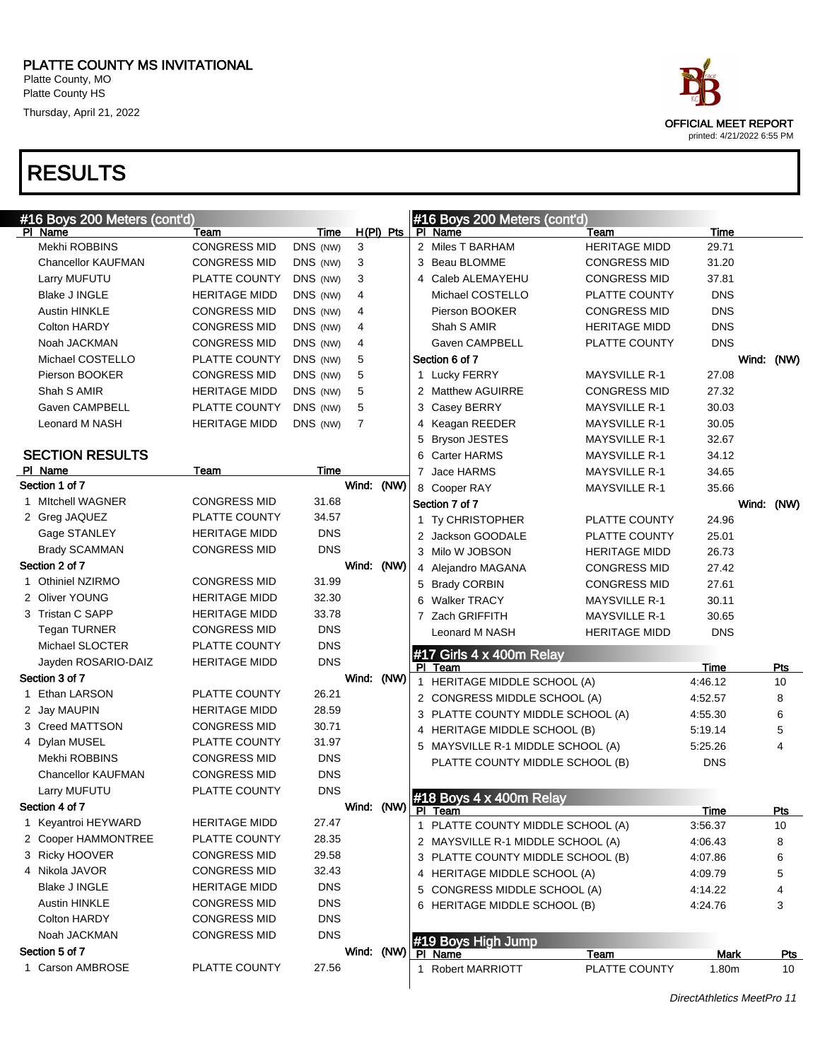# PLATTE COUNTY MS INVITATIONAL

Platte County, MO
Platte County HS
Thursday, April 21, 2022

OFFICIAL MEET REPORT
printed: 4/21/2022 6:55 PM

# RESULTS

## #16 Boys 200 Meters (cont'd)

| Pl | Name | Team | Time | H(Pl) | Pts |
|---|---|---|---|---|---|
| | Mekhi ROBBINS | CONGRESS MID | DNS (NW) | 3 | |
| | Chancellor KAUFMAN | CONGRESS MID | DNS (NW) | 3 | |
| | Larry MUFUTU | PLATTE COUNTY | DNS (NW) | 3 | |
| | Blake J INGLE | HERITAGE MIDD | DNS (NW) | 4 | |
| | Austin HINKLE | CONGRESS MID | DNS (NW) | 4 | |
| | Colton HARDY | CONGRESS MID | DNS (NW) | 4 | |
| | Noah JACKMAN | CONGRESS MID | DNS (NW) | 4 | |
| | Michael COSTELLO | PLATTE COUNTY | DNS (NW) | 5 | |
| | Pierson BOOKER | CONGRESS MID | DNS (NW) | 5 | |
| | Shah S AMIR | HERITAGE MIDD | DNS (NW) | 5 | |
| | Gaven CAMPBELL | PLATTE COUNTY | DNS (NW) | 5 | |
| | Leonard M NASH | HERITAGE MIDD | DNS (NW) | 7 | |

### SECTION RESULTS

| Pl | Name | Team | Time |
|---|---|---|---|
| **Section 1 of 7** | | | Wind: (NW) |
| 1 | MItchell WAGNER | CONGRESS MID | 31.68 |
| 2 | Greg JAQUEZ | PLATTE COUNTY | 34.57 |
| | Gage STANLEY | HERITAGE MIDD | DNS |
| | Brady SCAMMAN | CONGRESS MID | DNS |
| **Section 2 of 7** | | | Wind: (NW) |
| 1 | Othiniel NZIRMO | CONGRESS MID | 31.99 |
| 2 | Oliver YOUNG | HERITAGE MIDD | 32.30 |
| 3 | Tristan C SAPP | HERITAGE MIDD | 33.78 |
| | Tegan TURNER | CONGRESS MID | DNS |
| | Michael SLOCTER | PLATTE COUNTY | DNS |
| | Jayden ROSARIO-DAIZ | HERITAGE MIDD | DNS |
| **Section 3 of 7** | | | Wind: (NW) |
| 1 | Ethan LARSON | PLATTE COUNTY | 26.21 |
| 2 | Jay MAUPIN | HERITAGE MIDD | 28.59 |
| 3 | Creed MATTSON | CONGRESS MID | 30.71 |
| 4 | Dylan MUSEL | PLATTE COUNTY | 31.97 |
| | Mekhi ROBBINS | CONGRESS MID | DNS |
| | Chancellor KAUFMAN | CONGRESS MID | DNS |
| | Larry MUFUTU | PLATTE COUNTY | DNS |
| **Section 4 of 7** | | | Wind: (NW) |
| 1 | Keyantroi HEYWARD | HERITAGE MIDD | 27.47 |
| 2 | Cooper HAMMONTREE | PLATTE COUNTY | 28.35 |
| 3 | Ricky HOOVER | CONGRESS MID | 29.58 |
| 4 | Nikola JAVOR | CONGRESS MID | 32.43 |
| | Blake J INGLE | HERITAGE MIDD | DNS |
| | Austin HINKLE | CONGRESS MID | DNS |
| | Colton HARDY | CONGRESS MID | DNS |
| | Noah JACKMAN | CONGRESS MID | DNS |
| **Section 5 of 7** | | | Wind: (NW) |
| 1 | Carson AMBROSE | PLATTE COUNTY | 27.56 |
| 2 | Miles T BARHAM | HERITAGE MIDD | 29.71 |
| 3 | Beau BLOMME | CONGRESS MID | 31.20 |
| 4 | Caleb ALEMAYEHU | CONGRESS MID | 37.81 |
| | Michael COSTELLO | PLATTE COUNTY | DNS |
| | Pierson BOOKER | CONGRESS MID | DNS |
| | Shah S AMIR | HERITAGE MIDD | DNS |
| | Gaven CAMPBELL | PLATTE COUNTY | DNS |
| **Section 6 of 7** | | | Wind: (NW) |
| 1 | Lucky FERRY | MAYSVILLE R-1 | 27.08 |
| 2 | Matthew AGUIRRE | CONGRESS MID | 27.32 |
| 3 | Casey BERRY | MAYSVILLE R-1 | 30.03 |
| 4 | Keagan REEDER | MAYSVILLE R-1 | 30.05 |
| 5 | Bryson JESTES | MAYSVILLE R-1 | 32.67 |
| 6 | Carter HARMS | MAYSVILLE R-1 | 34.12 |
| 7 | Jace HARMS | MAYSVILLE R-1 | 34.65 |
| 8 | Cooper RAY | MAYSVILLE R-1 | 35.66 |
| **Section 7 of 7** | | | Wind: (NW) |
| 1 | Ty CHRISTOPHER | PLATTE COUNTY | 24.96 |
| 2 | Jackson GOODALE | PLATTE COUNTY | 25.01 |
| 3 | Milo W JOBSON | HERITAGE MIDD | 26.73 |
| 4 | Alejandro MAGANA | CONGRESS MID | 27.42 |
| 5 | Brady CORBIN | CONGRESS MID | 27.61 |
| 6 | Walker TRACY | MAYSVILLE R-1 | 30.11 |
| 7 | Zach GRIFFITH | MAYSVILLE R-1 | 30.65 |
| | Leonard M NASH | HERITAGE MIDD | DNS |

## #17 Girls 4 x 400m Relay

| Pl | Team | Time | Pts |
|---|---|---|---|
| 1 | HERITAGE MIDDLE SCHOOL (A) | 4:46.12 | 10 |
| 2 | CONGRESS MIDDLE SCHOOL (A) | 4:52.57 | 8 |
| 3 | PLATTE COUNTY MIDDLE SCHOOL (A) | 4:55.30 | 6 |
| 4 | HERITAGE MIDDLE SCHOOL (B) | 5:19.14 | 5 |
| 5 | MAYSVILLE R-1 MIDDLE SCHOOL (A) | 5:25.26 | 4 |
| | PLATTE COUNTY MIDDLE SCHOOL (B) | DNS | |

## #18 Boys 4 x 400m Relay

| Pl | Team | Time | Pts |
|---|---|---|---|
| 1 | PLATTE COUNTY MIDDLE SCHOOL (A) | 3:56.37 | 10 |
| 2 | MAYSVILLE R-1 MIDDLE SCHOOL (A) | 4:06.43 | 8 |
| 3 | PLATTE COUNTY MIDDLE SCHOOL (B) | 4:07.86 | 6 |
| 4 | HERITAGE MIDDLE SCHOOL (A) | 4:09.79 | 5 |
| 5 | CONGRESS MIDDLE SCHOOL (A) | 4:14.22 | 4 |
| 6 | HERITAGE MIDDLE SCHOOL (B) | 4:24.76 | 3 |

## #19 Boys High Jump

| Pl | Name | Team | Mark | Pts |
|---|---|---|---|---|
| 1 | Robert MARRIOTT | PLATTE COUNTY | 1.80m | 10 |

*DirectAthletics MeetPro 11*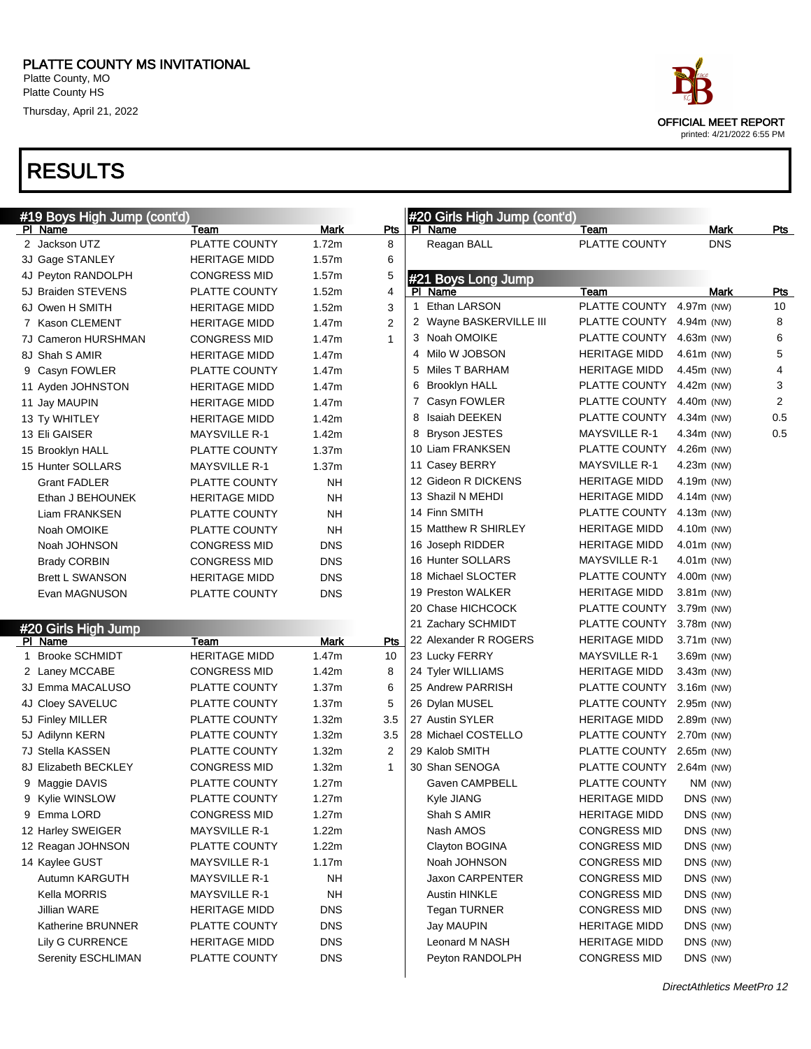# PLATTE COUNTY MS INVITATIONAL

Platte County, MO
Platte County HS
Thursday, April 21, 2022

OFFICIAL MEET REPORT
printed: 4/21/2022 6:55 PM

# RESULTS

## #19 Boys High Jump (cont'd)

| Pl | Name | Team | Mark | Pts |
|---|---|---|---|---|
| 2 | Jackson UTZ | PLATTE COUNTY | 1.72m | 8 |
| 3J | Gage STANLEY | HERITAGE MIDD | 1.57m | 6 |
| 4J | Peyton RANDOLPH | CONGRESS MID | 1.57m | 5 |
| 5J | Braiden STEVENS | PLATTE COUNTY | 1.52m | 4 |
| 6J | Owen H SMITH | HERITAGE MIDD | 1.52m | 3 |
| 7 | Kason CLEMENT | HERITAGE MIDD | 1.47m | 2 |
| 7J | Cameron HURSHMAN | CONGRESS MID | 1.47m | 1 |
| 8J | Shah S AMIR | HERITAGE MIDD | 1.47m | |
| 9 | Casyn FOWLER | PLATTE COUNTY | 1.47m | |
| 11 | Ayden JOHNSTON | HERITAGE MIDD | 1.47m | |
| 11 | Jay MAUPIN | HERITAGE MIDD | 1.47m | |
| 13 | Ty WHITLEY | HERITAGE MIDD | 1.42m | |
| 13 | Eli GAISER | MAYSVILLE R-1 | 1.42m | |
| 15 | Brooklyn HALL | PLATTE COUNTY | 1.37m | |
| 15 | Hunter SOLLARS | MAYSVILLE R-1 | 1.37m | |
| | Grant FADLER | PLATTE COUNTY | NH | |
| | Ethan J BEHOUNEK | HERITAGE MIDD | NH | |
| | Liam FRANKSEN | PLATTE COUNTY | NH | |
| | Noah OMOIKE | PLATTE COUNTY | NH | |
| | Noah JOHNSON | CONGRESS MID | DNS | |
| | Brady CORBIN | CONGRESS MID | DNS | |
| | Brett L SWANSON | HERITAGE MIDD | DNS | |
| | Evan MAGNUSON | PLATTE COUNTY | DNS | |

## #20 Girls High Jump

| Pl | Name | Team | Mark | Pts |
|---|---|---|---|---|
| 1 | Brooke SCHMIDT | HERITAGE MIDD | 1.47m | 10 |
| 2 | Laney MCCABE | CONGRESS MID | 1.42m | 8 |
| 3J | Emma MACALUSO | PLATTE COUNTY | 1.37m | 6 |
| 4J | Cloey SAVELUC | PLATTE COUNTY | 1.37m | 5 |
| 5J | Finley MILLER | PLATTE COUNTY | 1.32m | 3.5 |
| 5J | Adilynn KERN | PLATTE COUNTY | 1.32m | 3.5 |
| 7J | Stella KASSEN | PLATTE COUNTY | 1.32m | 2 |
| 8J | Elizabeth BECKLEY | CONGRESS MID | 1.32m | 1 |
| 9 | Maggie DAVIS | PLATTE COUNTY | 1.27m | |
| 9 | Kylie WINSLOW | PLATTE COUNTY | 1.27m | |
| 9 | Emma LORD | CONGRESS MID | 1.27m | |
| 12 | Harley SWEIGER | MAYSVILLE R-1 | 1.22m | |
| 12 | Reagan JOHNSON | PLATTE COUNTY | 1.22m | |
| 14 | Kaylee GUST | MAYSVILLE R-1 | 1.17m | |
| | Autumn KARGUTH | MAYSVILLE R-1 | NH | |
| | Kella MORRIS | MAYSVILLE R-1 | NH | |
| | Jillian WARE | HERITAGE MIDD | DNS | |
| | Katherine BRUNNER | PLATTE COUNTY | DNS | |
| | Lily G CURRENCE | HERITAGE MIDD | DNS | |
| | Serenity ESCHLIMAN | PLATTE COUNTY | DNS | |
| | Reagan BALL | PLATTE COUNTY | DNS | |

## #21 Boys Long Jump

| Pl | Name | Team | Mark | Pts |
|---|---|---|---|---|
| 1 | Ethan LARSON | PLATTE COUNTY | 4.97m (NW) | 10 |
| 2 | Wayne BASKERVILLE III | PLATTE COUNTY | 4.94m (NW) | 8 |
| 3 | Noah OMOIKE | PLATTE COUNTY | 4.63m (NW) | 6 |
| 4 | Milo W JOBSON | HERITAGE MIDD | 4.61m (NW) | 5 |
| 5 | Miles T BARHAM | HERITAGE MIDD | 4.45m (NW) | 4 |
| 6 | Brooklyn HALL | PLATTE COUNTY | 4.42m (NW) | 3 |
| 7 | Casyn FOWLER | PLATTE COUNTY | 4.40m (NW) | 2 |
| 8 | Isaiah DEEKEN | PLATTE COUNTY | 4.34m (NW) | 0.5 |
| 8 | Bryson JESTES | MAYSVILLE R-1 | 4.34m (NW) | 0.5 |
| 10 | Liam FRANKSEN | PLATTE COUNTY | 4.26m (NW) | |
| 11 | Casey BERRY | MAYSVILLE R-1 | 4.23m (NW) | |
| 12 | Gideon R DICKENS | HERITAGE MIDD | 4.19m (NW) | |
| 13 | Shazil N MEHDI | HERITAGE MIDD | 4.14m (NW) | |
| 14 | Finn SMITH | PLATTE COUNTY | 4.13m (NW) | |
| 15 | Matthew R SHIRLEY | HERITAGE MIDD | 4.10m (NW) | |
| 16 | Joseph RIDDER | HERITAGE MIDD | 4.01m (NW) | |
| 16 | Hunter SOLLARS | MAYSVILLE R-1 | 4.01m (NW) | |
| 18 | Michael SLOCTER | PLATTE COUNTY | 4.00m (NW) | |
| 19 | Preston WALKER | HERITAGE MIDD | 3.81m (NW) | |
| 20 | Chase HICHCOCK | PLATTE COUNTY | 3.79m (NW) | |
| 21 | Zachary SCHMIDT | PLATTE COUNTY | 3.78m (NW) | |
| 22 | Alexander R ROGERS | HERITAGE MIDD | 3.71m (NW) | |
| 23 | Lucky FERRY | MAYSVILLE R-1 | 3.69m (NW) | |
| 24 | Tyler WILLIAMS | HERITAGE MIDD | 3.43m (NW) | |
| 25 | Andrew PARRISH | PLATTE COUNTY | 3.16m (NW) | |
| 26 | Dylan MUSEL | PLATTE COUNTY | 2.95m (NW) | |
| 27 | Austin SYLER | HERITAGE MIDD | 2.89m (NW) | |
| 28 | Michael COSTELLO | PLATTE COUNTY | 2.70m (NW) | |
| 29 | Kalob SMITH | PLATTE COUNTY | 2.65m (NW) | |
| 30 | Shan SENOGA | PLATTE COUNTY | 2.64m (NW) | |
| | Gaven CAMPBELL | PLATTE COUNTY | NM (NW) | |
| | Kyle JIANG | HERITAGE MIDD | DNS (NW) | |
| | Shah S AMIR | HERITAGE MIDD | DNS (NW) | |
| | Nash AMOS | CONGRESS MID | DNS (NW) | |
| | Clayton BOGINA | CONGRESS MID | DNS (NW) | |
| | Noah JOHNSON | CONGRESS MID | DNS (NW) | |
| | Jaxon CARPENTER | CONGRESS MID | DNS (NW) | |
| | Austin HINKLE | CONGRESS MID | DNS (NW) | |
| | Tegan TURNER | CONGRESS MID | DNS (NW) | |
| | Jay MAUPIN | HERITAGE MIDD | DNS (NW) | |
| | Leonard M NASH | HERITAGE MIDD | DNS (NW) | |
| | Peyton RANDOLPH | CONGRESS MID | DNS (NW) | |

*DirectAthletics MeetPro 12*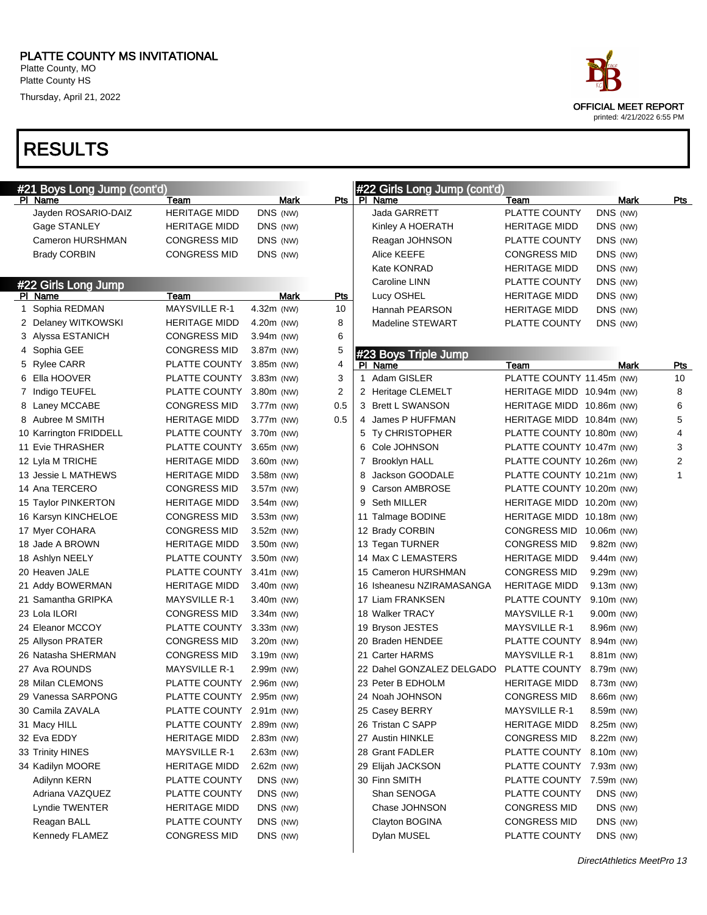# PLATTE COUNTY MS INVITATIONAL

Platte County, MO
Platte County HS
Thursday, April 21, 2022

OFFICIAL MEET REPORT
printed: 4/21/2022 6:55 PM

# RESULTS

## #21 Boys Long Jump (cont'd)

| Pl | Name | Team | Mark | Pts |
|---|---|---|---|---|
| | Jayden ROSARIO-DAIZ | HERITAGE MIDD | DNS (NW) | |
| | Gage STANLEY | HERITAGE MIDD | DNS (NW) | |
| | Cameron HURSHMAN | CONGRESS MID | DNS (NW) | |
| | Brady CORBIN | CONGRESS MID | DNS (NW) | |

## #22 Girls Long Jump

| Pl | Name | Team | Mark | Pts |
|---|---|---|---|---|
| 1 | Sophia REDMAN | MAYSVILLE R-1 | 4.32m (NW) | 10 |
| 2 | Delaney WITKOWSKI | HERITAGE MIDD | 4.20m (NW) | 8 |
| 3 | Alyssa ESTANICH | CONGRESS MID | 3.94m (NW) | 6 |
| 4 | Sophia GEE | CONGRESS MID | 3.87m (NW) | 5 |
| 5 | Rylee CARR | PLATTE COUNTY | 3.85m (NW) | 4 |
| 6 | Ella HOOVER | PLATTE COUNTY | 3.83m (NW) | 3 |
| 7 | Indigo TEUFEL | PLATTE COUNTY | 3.80m (NW) | 2 |
| 8 | Laney MCCABE | CONGRESS MID | 3.77m (NW) | 0.5 |
| 8 | Aubree M SMITH | HERITAGE MIDD | 3.77m (NW) | 0.5 |
| 10 | Karrington FRIDDELL | PLATTE COUNTY | 3.70m (NW) | |
| 11 | Evie THRASHER | PLATTE COUNTY | 3.65m (NW) | |
| 12 | Lyla M TRICHE | HERITAGE MIDD | 3.60m (NW) | |
| 13 | Jessie L MATHEWS | HERITAGE MIDD | 3.58m (NW) | |
| 14 | Ana TERCERO | CONGRESS MID | 3.57m (NW) | |
| 15 | Taylor PINKERTON | HERITAGE MIDD | 3.54m (NW) | |
| 16 | Karsyn KINCHELOE | CONGRESS MID | 3.53m (NW) | |
| 17 | Myer COHARA | CONGRESS MID | 3.52m (NW) | |
| 18 | Jade A BROWN | HERITAGE MIDD | 3.50m (NW) | |
| 18 | Ashlyn NEELY | PLATTE COUNTY | 3.50m (NW) | |
| 20 | Heaven JALE | PLATTE COUNTY | 3.41m (NW) | |
| 21 | Addy BOWERMAN | HERITAGE MIDD | 3.40m (NW) | |
| 21 | Samantha GRIPKA | MAYSVILLE R-1 | 3.40m (NW) | |
| 23 | Lola ILORI | CONGRESS MID | 3.34m (NW) | |
| 24 | Eleanor MCCOY | PLATTE COUNTY | 3.33m (NW) | |
| 25 | Allyson PRATER | CONGRESS MID | 3.20m (NW) | |
| 26 | Natasha SHERMAN | CONGRESS MID | 3.19m (NW) | |
| 27 | Ava ROUNDS | MAYSVILLE R-1 | 2.99m (NW) | |
| 28 | Milan CLEMONS | PLATTE COUNTY | 2.96m (NW) | |
| 29 | Vanessa SARPONG | PLATTE COUNTY | 2.95m (NW) | |
| 30 | Camila ZAVALA | PLATTE COUNTY | 2.91m (NW) | |
| 31 | Macy HILL | PLATTE COUNTY | 2.89m (NW) | |
| 32 | Eva EDDY | HERITAGE MIDD | 2.83m (NW) | |
| 33 | Trinity HINES | MAYSVILLE R-1 | 2.63m (NW) | |
| 34 | Kadilyn MOORE | HERITAGE MIDD | 2.62m (NW) | |
| | Adilynn KERN | PLATTE COUNTY | DNS (NW) | |
| | Adriana VAZQUEZ | PLATTE COUNTY | DNS (NW) | |
| | Lyndie TWENTER | HERITAGE MIDD | DNS (NW) | |
| | Reagan BALL | PLATTE COUNTY | DNS (NW) | |
| | Kennedy FLAMEZ | CONGRESS MID | DNS (NW) | |

## #22 Girls Long Jump (cont'd)

| Pl | Name | Team | Mark | Pts |
|---|---|---|---|---|
| | Jada GARRETT | PLATTE COUNTY | DNS (NW) | |
| | Kinley A HOERATH | HERITAGE MIDD | DNS (NW) | |
| | Reagan JOHNSON | PLATTE COUNTY | DNS (NW) | |
| | Alice KEEFE | CONGRESS MID | DNS (NW) | |
| | Kate KONRAD | HERITAGE MIDD | DNS (NW) | |
| | Caroline LINN | PLATTE COUNTY | DNS (NW) | |
| | Lucy OSHEL | HERITAGE MIDD | DNS (NW) | |
| | Hannah PEARSON | HERITAGE MIDD | DNS (NW) | |
| | Madeline STEWART | PLATTE COUNTY | DNS (NW) | |

## #23 Boys Triple Jump

| Pl | Name | Team | Mark | Pts |
|---|---|---|---|---|
| 1 | Adam GISLER | PLATTE COUNTY | 11.45m (NW) | 10 |
| 2 | Heritage CLEMELT | HERITAGE MIDD | 10.94m (NW) | 8 |
| 3 | Brett L SWANSON | HERITAGE MIDD | 10.86m (NW) | 6 |
| 4 | James P HUFFMAN | HERITAGE MIDD | 10.84m (NW) | 5 |
| 5 | Ty CHRISTOPHER | PLATTE COUNTY | 10.80m (NW) | 4 |
| 6 | Cole JOHNSON | PLATTE COUNTY | 10.47m (NW) | 3 |
| 7 | Brooklyn HALL | PLATTE COUNTY | 10.26m (NW) | 2 |
| 8 | Jackson GOODALE | PLATTE COUNTY | 10.21m (NW) | 1 |
| 9 | Carson AMBROSE | PLATTE COUNTY | 10.20m (NW) | |
| 9 | Seth MILLER | HERITAGE MIDD | 10.20m (NW) | |
| 11 | Talmage BODINE | HERITAGE MIDD | 10.18m (NW) | |
| 12 | Brady CORBIN | CONGRESS MID | 10.06m (NW) | |
| 13 | Tegan TURNER | CONGRESS MID | 9.82m (NW) | |
| 14 | Max C LEMASTERS | HERITAGE MIDD | 9.44m (NW) | |
| 15 | Cameron HURSHMAN | CONGRESS MID | 9.29m (NW) | |
| 16 | Isheanesu NZIRAMASANGA | HERITAGE MIDD | 9.13m (NW) | |
| 17 | Liam FRANKSEN | PLATTE COUNTY | 9.10m (NW) | |
| 18 | Walker TRACY | MAYSVILLE R-1 | 9.00m (NW) | |
| 19 | Bryson JESTES | MAYSVILLE R-1 | 8.96m (NW) | |
| 20 | Braden HENDEE | PLATTE COUNTY | 8.94m (NW) | |
| 21 | Carter HARMS | MAYSVILLE R-1 | 8.81m (NW) | |
| 22 | Dahel GONZALEZ DELGADO | PLATTE COUNTY | 8.79m (NW) | |
| 23 | Peter B EDHOLM | HERITAGE MIDD | 8.73m (NW) | |
| 24 | Noah JOHNSON | CONGRESS MID | 8.66m (NW) | |
| 25 | Casey BERRY | MAYSVILLE R-1 | 8.59m (NW) | |
| 26 | Tristan C SAPP | HERITAGE MIDD | 8.25m (NW) | |
| 27 | Austin HINKLE | CONGRESS MID | 8.22m (NW) | |
| 28 | Grant FADLER | PLATTE COUNTY | 8.10m (NW) | |
| 29 | Elijah JACKSON | PLATTE COUNTY | 7.93m (NW) | |
| 30 | Finn SMITH | PLATTE COUNTY | 7.59m (NW) | |
| | Shan SENOGA | PLATTE COUNTY | DNS (NW) | |
| | Chase JOHNSON | CONGRESS MID | DNS (NW) | |
| | Clayton BOGINA | CONGRESS MID | DNS (NW) | |
| | Dylan MUSEL | PLATTE COUNTY | DNS (NW) | |

*DirectAthletics MeetPro 13*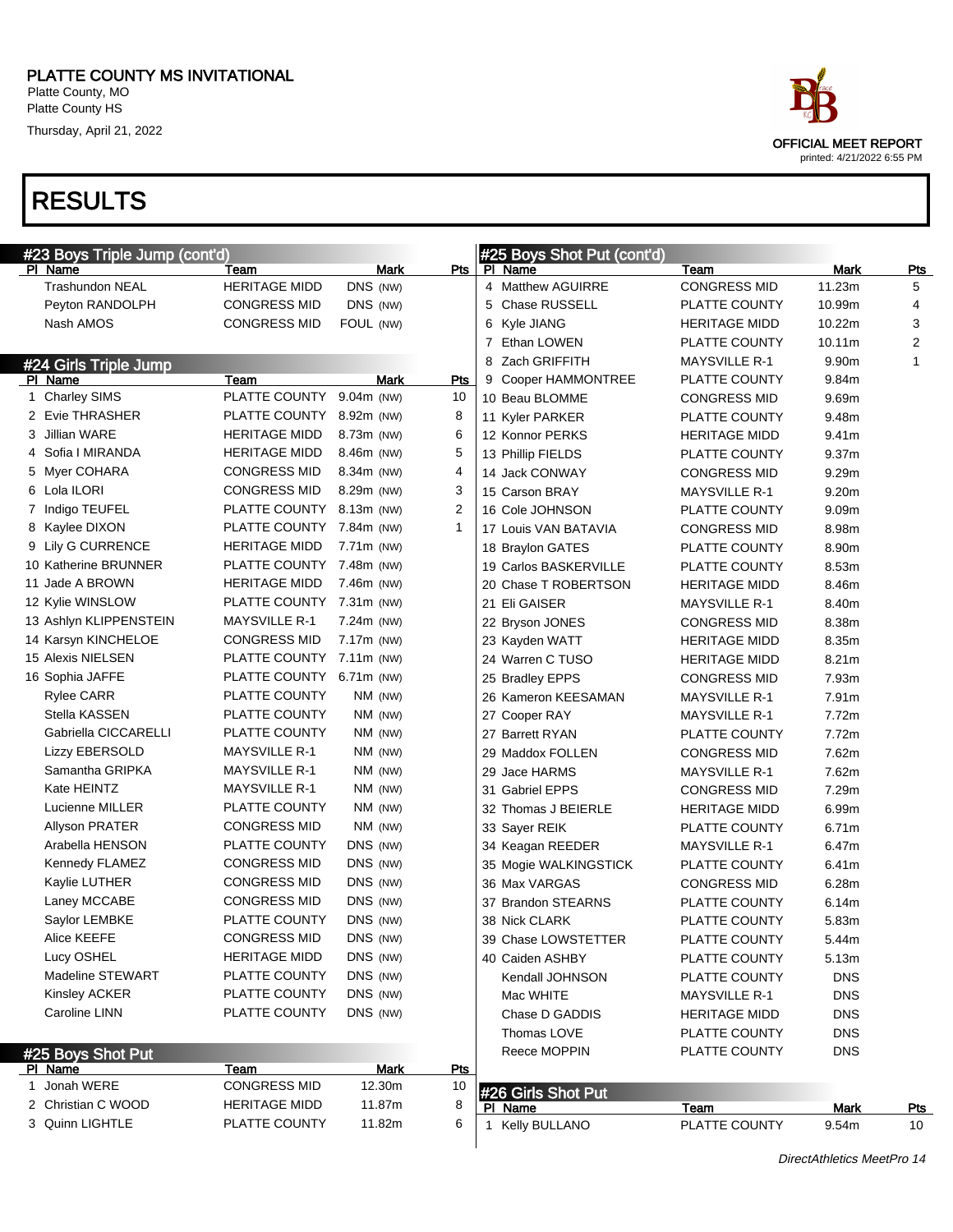# PLATTE COUNTY MS INVITATIONAL

Platte County, MO
Platte County HS
Thursday, April 21, 2022

OFFICIAL MEET REPORT
printed: 4/21/2022 6:55 PM

# RESULTS

## #23 Boys Triple Jump (cont'd)

| Pl | Name | Team | Mark | Pts |
|---|---|---|---|---|
| | Trashundon NEAL | HERITAGE MIDD | DNS (NW) | |
| | Peyton RANDOLPH | CONGRESS MID | DNS (NW) | |
| | Nash AMOS | CONGRESS MID | FOUL (NW) | |

## #24 Girls Triple Jump

| Pl | Name | Team | Mark | Pts |
|---|---|---|---|---|
| 1 | Charley SIMS | PLATTE COUNTY | 9.04m (NW) | 10 |
| 2 | Evie THRASHER | PLATTE COUNTY | 8.92m (NW) | 8 |
| 3 | Jillian WARE | HERITAGE MIDD | 8.73m (NW) | 6 |
| 4 | Sofia I MIRANDA | HERITAGE MIDD | 8.46m (NW) | 5 |
| 5 | Myer COHARA | CONGRESS MID | 8.34m (NW) | 4 |
| 6 | Lola ILORI | CONGRESS MID | 8.29m (NW) | 3 |
| 7 | Indigo TEUFEL | PLATTE COUNTY | 8.13m (NW) | 2 |
| 8 | Kaylee DIXON | PLATTE COUNTY | 7.84m (NW) | 1 |
| 9 | Lily G CURRENCE | HERITAGE MIDD | 7.71m (NW) | |
| 10 | Katherine BRUNNER | PLATTE COUNTY | 7.48m (NW) | |
| 11 | Jade A BROWN | HERITAGE MIDD | 7.46m (NW) | |
| 12 | Kylie WINSLOW | PLATTE COUNTY | 7.31m (NW) | |
| 13 | Ashlyn KLIPPENSTEIN | MAYSVILLE R-1 | 7.24m (NW) | |
| 14 | Karsyn KINCHELOE | CONGRESS MID | 7.17m (NW) | |
| 15 | Alexis NIELSEN | PLATTE COUNTY | 7.11m (NW) | |
| 16 | Sophia JAFFE | PLATTE COUNTY | 6.71m (NW) | |
| | Rylee CARR | PLATTE COUNTY | NM (NW) | |
| | Stella KASSEN | PLATTE COUNTY | NM (NW) | |
| | Gabriella CICCARELLI | PLATTE COUNTY | NM (NW) | |
| | Lizzy EBERSOLD | MAYSVILLE R-1 | NM (NW) | |
| | Samantha GRIPKA | MAYSVILLE R-1 | NM (NW) | |
| | Kate HEINTZ | MAYSVILLE R-1 | NM (NW) | |
| | Lucienne MILLER | PLATTE COUNTY | NM (NW) | |
| | Allyson PRATER | CONGRESS MID | NM (NW) | |
| | Arabella HENSON | PLATTE COUNTY | DNS (NW) | |
| | Kennedy FLAMEZ | CONGRESS MID | DNS (NW) | |
| | Kaylie LUTHER | CONGRESS MID | DNS (NW) | |
| | Laney MCCABE | CONGRESS MID | DNS (NW) | |
| | Saylor LEMBKE | PLATTE COUNTY | DNS (NW) | |
| | Alice KEEFE | CONGRESS MID | DNS (NW) | |
| | Lucy OSHEL | HERITAGE MIDD | DNS (NW) | |
| | Madeline STEWART | PLATTE COUNTY | DNS (NW) | |
| | Kinsley ACKER | PLATTE COUNTY | DNS (NW) | |
| | Caroline LINN | PLATTE COUNTY | DNS (NW) | |

## #25 Boys Shot Put

| Pl | Name | Team | Mark | Pts |
|---|---|---|---|---|
| 1 | Jonah WERE | CONGRESS MID | 12.30m | 10 |
| 2 | Christian C WOOD | HERITAGE MIDD | 11.87m | 8 |
| 3 | Quinn LIGHTLE | PLATTE COUNTY | 11.82m | 6 |
| 4 | Matthew AGUIRRE | CONGRESS MID | 11.23m | 5 |
| 5 | Chase RUSSELL | PLATTE COUNTY | 10.99m | 4 |
| 6 | Kyle JIANG | HERITAGE MIDD | 10.22m | 3 |
| 7 | Ethan LOWEN | PLATTE COUNTY | 10.11m | 2 |
| 8 | Zach GRIFFITH | MAYSVILLE R-1 | 9.90m | 1 |
| 9 | Cooper HAMMONTREE | PLATTE COUNTY | 9.84m | |
| 10 | Beau BLOMME | CONGRESS MID | 9.69m | |
| 11 | Kyler PARKER | PLATTE COUNTY | 9.48m | |
| 12 | Konnor PERKS | HERITAGE MIDD | 9.41m | |
| 13 | Phillip FIELDS | PLATTE COUNTY | 9.37m | |
| 14 | Jack CONWAY | CONGRESS MID | 9.29m | |
| 15 | Carson BRAY | MAYSVILLE R-1 | 9.20m | |
| 16 | Cole JOHNSON | PLATTE COUNTY | 9.09m | |
| 17 | Louis VAN BATAVIA | CONGRESS MID | 8.98m | |
| 18 | Braylon GATES | PLATTE COUNTY | 8.90m | |
| 19 | Carlos BASKERVILLE | PLATTE COUNTY | 8.53m | |
| 20 | Chase T ROBERTSON | HERITAGE MIDD | 8.46m | |
| 21 | Eli GAISER | MAYSVILLE R-1 | 8.40m | |
| 22 | Bryson JONES | CONGRESS MID | 8.38m | |
| 23 | Kayden WATT | HERITAGE MIDD | 8.35m | |
| 24 | Warren C TUSO | HERITAGE MIDD | 8.21m | |
| 25 | Bradley EPPS | CONGRESS MID | 7.93m | |
| 26 | Kameron KEESAMAN | MAYSVILLE R-1 | 7.91m | |
| 27 | Cooper RAY | MAYSVILLE R-1 | 7.72m | |
| 27 | Barrett RYAN | PLATTE COUNTY | 7.72m | |
| 29 | Maddox FOLLEN | CONGRESS MID | 7.62m | |
| 29 | Jace HARMS | MAYSVILLE R-1 | 7.62m | |
| 31 | Gabriel EPPS | CONGRESS MID | 7.29m | |
| 32 | Thomas J BEIERLE | HERITAGE MIDD | 6.99m | |
| 33 | Sayer REIK | PLATTE COUNTY | 6.71m | |
| 34 | Keagan REEDER | MAYSVILLE R-1 | 6.47m | |
| 35 | Mogie WALKINGSTICK | PLATTE COUNTY | 6.41m | |
| 36 | Max VARGAS | CONGRESS MID | 6.28m | |
| 37 | Brandon STEARNS | PLATTE COUNTY | 6.14m | |
| 38 | Nick CLARK | PLATTE COUNTY | 5.83m | |
| 39 | Chase LOWSTETTER | PLATTE COUNTY | 5.44m | |
| 40 | Caiden ASHBY | PLATTE COUNTY | 5.13m | |
| | Kendall JOHNSON | PLATTE COUNTY | DNS | |
| | Mac WHITE | MAYSVILLE R-1 | DNS | |
| | Chase D GADDIS | HERITAGE MIDD | DNS | |
| | Thomas LOVE | PLATTE COUNTY | DNS | |
| | Reece MOPPIN | PLATTE COUNTY | DNS | |

## #26 Girls Shot Put

| Pl | Name | Team | Mark | Pts |
|---|---|---|---|---|
| 1 | Kelly BULLANO | PLATTE COUNTY | 9.54m | 10 |

*DirectAthletics MeetPro 14*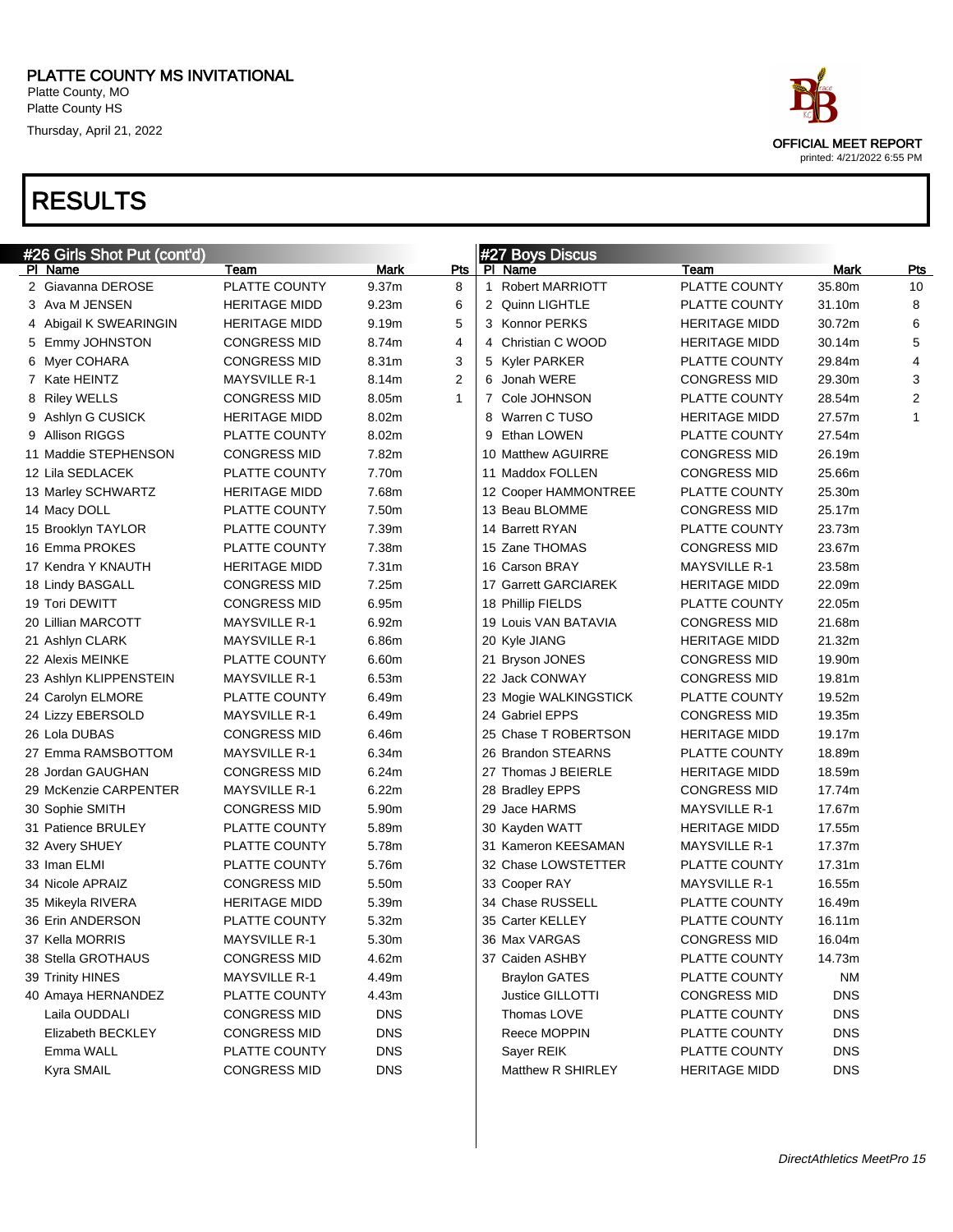PLATTE COUNTY MS INVITATIONAL
Platte County, MO
Platte County HS
Thursday, April 21, 2022

OFFICIAL MEET REPORT
printed: 4/21/2022 6:55 PM

# RESULTS

## #26 Girls Shot Put (cont'd)

| Pl | Name | Team | Mark | Pts |
|---|---|---|---|---|
| 2 | Giavanna DEROSE | PLATTE COUNTY | 9.37m | 8 |
| 3 | Ava M JENSEN | HERITAGE MIDD | 9.23m | 6 |
| 4 | Abigail K SWEARINGIN | HERITAGE MIDD | 9.19m | 5 |
| 5 | Emmy JOHNSTON | CONGRESS MID | 8.74m | 4 |
| 6 | Myer COHARA | CONGRESS MID | 8.31m | 3 |
| 7 | Kate HEINTZ | MAYSVILLE R-1 | 8.14m | 2 |
| 8 | Riley WELLS | CONGRESS MID | 8.05m | 1 |
| 9 | Ashlyn G CUSICK | HERITAGE MIDD | 8.02m | |
| 9 | Allison RIGGS | PLATTE COUNTY | 8.02m | |
| 11 | Maddie STEPHENSON | CONGRESS MID | 7.82m | |
| 12 | Lila SEDLACEK | PLATTE COUNTY | 7.70m | |
| 13 | Marley SCHWARTZ | HERITAGE MIDD | 7.68m | |
| 14 | Macy DOLL | PLATTE COUNTY | 7.50m | |
| 15 | Brooklyn TAYLOR | PLATTE COUNTY | 7.39m | |
| 16 | Emma PROKES | PLATTE COUNTY | 7.38m | |
| 17 | Kendra Y KNAUTH | HERITAGE MIDD | 7.31m | |
| 18 | Lindy BASGALL | CONGRESS MID | 7.25m | |
| 19 | Tori DEWITT | CONGRESS MID | 6.95m | |
| 20 | Lillian MARCOTT | MAYSVILLE R-1 | 6.92m | |
| 21 | Ashlyn CLARK | MAYSVILLE R-1 | 6.86m | |
| 22 | Alexis MEINKE | PLATTE COUNTY | 6.60m | |
| 23 | Ashlyn KLIPPENSTEIN | MAYSVILLE R-1 | 6.53m | |
| 24 | Carolyn ELMORE | PLATTE COUNTY | 6.49m | |
| 24 | Lizzy EBERSOLD | MAYSVILLE R-1 | 6.49m | |
| 26 | Lola DUBAS | CONGRESS MID | 6.46m | |
| 27 | Emma RAMSBOTTOM | MAYSVILLE R-1 | 6.34m | |
| 28 | Jordan GAUGHAN | CONGRESS MID | 6.24m | |
| 29 | McKenzie CARPENTER | MAYSVILLE R-1 | 6.22m | |
| 30 | Sophie SMITH | CONGRESS MID | 5.90m | |
| 31 | Patience BRULEY | PLATTE COUNTY | 5.89m | |
| 32 | Avery SHUEY | PLATTE COUNTY | 5.78m | |
| 33 | Iman ELMI | PLATTE COUNTY | 5.76m | |
| 34 | Nicole APRAIZ | CONGRESS MID | 5.50m | |
| 35 | Mikeyla RIVERA | HERITAGE MIDD | 5.39m | |
| 36 | Erin ANDERSON | PLATTE COUNTY | 5.32m | |
| 37 | Kella MORRIS | MAYSVILLE R-1 | 5.30m | |
| 38 | Stella GROTHAUS | CONGRESS MID | 4.62m | |
| 39 | Trinity HINES | MAYSVILLE R-1 | 4.49m | |
| 40 | Amaya HERNANDEZ | PLATTE COUNTY | 4.43m | |
| | Laila OUDDALI | CONGRESS MID | DNS | |
| | Elizabeth BECKLEY | CONGRESS MID | DNS | |
| | Emma WALL | PLATTE COUNTY | DNS | |
| | Kyra SMAIL | CONGRESS MID | DNS | |

## #27 Boys Discus

| Pl | Name | Team | Mark | Pts |
|---|---|---|---|---|
| 1 | Robert MARRIOTT | PLATTE COUNTY | 35.80m | 10 |
| 2 | Quinn LIGHTLE | PLATTE COUNTY | 31.10m | 8 |
| 3 | Konnor PERKS | HERITAGE MIDD | 30.72m | 6 |
| 4 | Christian C WOOD | HERITAGE MIDD | 30.14m | 5 |
| 5 | Kyler PARKER | PLATTE COUNTY | 29.84m | 4 |
| 6 | Jonah WERE | CONGRESS MID | 29.30m | 3 |
| 7 | Cole JOHNSON | PLATTE COUNTY | 28.54m | 2 |
| 8 | Warren C TUSO | HERITAGE MIDD | 27.57m | 1 |
| 9 | Ethan LOWEN | PLATTE COUNTY | 27.54m | |
| 10 | Matthew AGUIRRE | CONGRESS MID | 26.19m | |
| 11 | Maddox FOLLEN | CONGRESS MID | 25.66m | |
| 12 | Cooper HAMMONTREE | PLATTE COUNTY | 25.30m | |
| 13 | Beau BLOMME | CONGRESS MID | 25.17m | |
| 14 | Barrett RYAN | PLATTE COUNTY | 23.73m | |
| 15 | Zane THOMAS | CONGRESS MID | 23.67m | |
| 16 | Carson BRAY | MAYSVILLE R-1 | 23.58m | |
| 17 | Garrett GARCIAREK | HERITAGE MIDD | 22.09m | |
| 18 | Phillip FIELDS | PLATTE COUNTY | 22.05m | |
| 19 | Louis VAN BATAVIA | CONGRESS MID | 21.68m | |
| 20 | Kyle JIANG | HERITAGE MIDD | 21.32m | |
| 21 | Bryson JONES | CONGRESS MID | 19.90m | |
| 22 | Jack CONWAY | CONGRESS MID | 19.81m | |
| 23 | Mogie WALKINGSTICK | PLATTE COUNTY | 19.52m | |
| 24 | Gabriel EPPS | CONGRESS MID | 19.35m | |
| 25 | Chase T ROBERTSON | HERITAGE MIDD | 19.17m | |
| 26 | Brandon STEARNS | PLATTE COUNTY | 18.89m | |
| 27 | Thomas J BEIERLE | HERITAGE MIDD | 18.59m | |
| 28 | Bradley EPPS | CONGRESS MID | 17.74m | |
| 29 | Jace HARMS | MAYSVILLE R-1 | 17.67m | |
| 30 | Kayden WATT | HERITAGE MIDD | 17.55m | |
| 31 | Kameron KEESAMAN | MAYSVILLE R-1 | 17.37m | |
| 32 | Chase LOWSTETTER | PLATTE COUNTY | 17.31m | |
| 33 | Cooper RAY | MAYSVILLE R-1 | 16.55m | |
| 34 | Chase RUSSELL | PLATTE COUNTY | 16.49m | |
| 35 | Carter KELLEY | PLATTE COUNTY | 16.11m | |
| 36 | Max VARGAS | CONGRESS MID | 16.04m | |
| 37 | Caiden ASHBY | PLATTE COUNTY | 14.73m | |
| | Braylon GATES | PLATTE COUNTY | NM | |
| | Justice GILLOTTI | CONGRESS MID | DNS | |
| | Thomas LOVE | PLATTE COUNTY | DNS | |
| | Reece MOPPIN | PLATTE COUNTY | DNS | |
| | Sayer REIK | PLATTE COUNTY | DNS | |
| | Matthew R SHIRLEY | HERITAGE MIDD | DNS | |

*DirectAthletics MeetPro 15*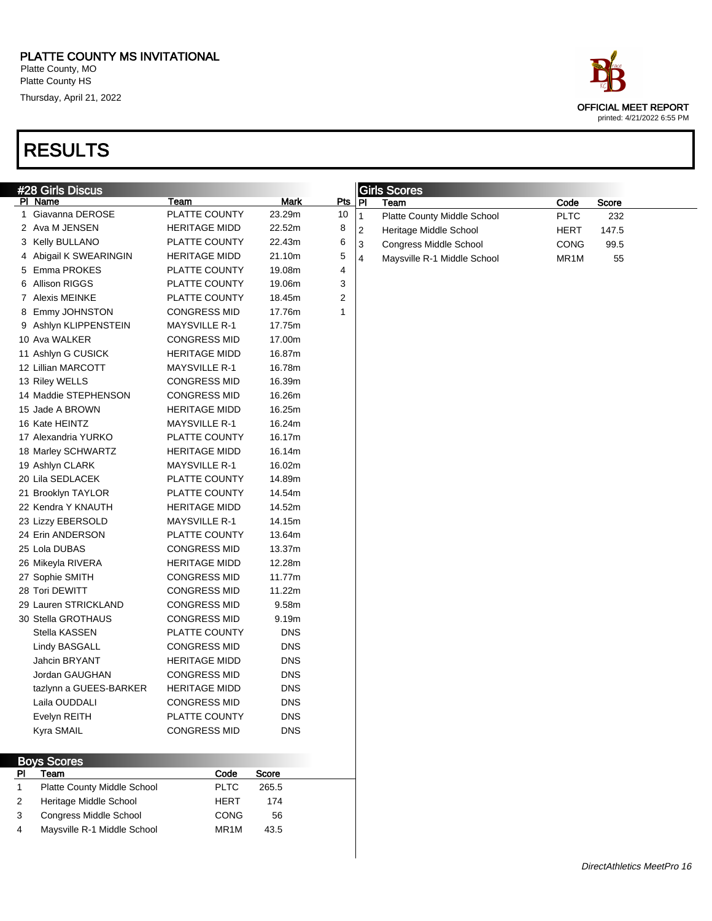PLATTE COUNTY MS INVITATIONAL
Platte County, MO
Platte County HS
Thursday, April 21, 2022

OFFICIAL MEET REPORT
printed: 4/21/2022 6:55 PM

# RESULTS

## #28 Girls Discus

| Pl | Name | Team | Mark | Pts |
|---|---|---|---|---|
| 1 | Giavanna DEROSE | PLATTE COUNTY | 23.29m | 10 |
| 2 | Ava M JENSEN | HERITAGE MIDD | 22.52m | 8 |
| 3 | Kelly BULLANO | PLATTE COUNTY | 22.43m | 6 |
| 4 | Abigail K SWEARINGIN | HERITAGE MIDD | 21.10m | 5 |
| 5 | Emma PROKES | PLATTE COUNTY | 19.08m | 4 |
| 6 | Allison RIGGS | PLATTE COUNTY | 19.06m | 3 |
| 7 | Alexis MEINKE | PLATTE COUNTY | 18.45m | 2 |
| 8 | Emmy JOHNSTON | CONGRESS MID | 17.76m | 1 |
| 9 | Ashlyn KLIPPENSTEIN | MAYSVILLE R-1 | 17.75m | |
| 10 | Ava WALKER | CONGRESS MID | 17.00m | |
| 11 | Ashlyn G CUSICK | HERITAGE MIDD | 16.87m | |
| 12 | Lillian MARCOTT | MAYSVILLE R-1 | 16.78m | |
| 13 | Riley WELLS | CONGRESS MID | 16.39m | |
| 14 | Maddie STEPHENSON | CONGRESS MID | 16.26m | |
| 15 | Jade A BROWN | HERITAGE MIDD | 16.25m | |
| 16 | Kate HEINTZ | MAYSVILLE R-1 | 16.24m | |
| 17 | Alexandria YURKO | PLATTE COUNTY | 16.17m | |
| 18 | Marley SCHWARTZ | HERITAGE MIDD | 16.14m | |
| 19 | Ashlyn CLARK | MAYSVILLE R-1 | 16.02m | |
| 20 | Lila SEDLACEK | PLATTE COUNTY | 14.89m | |
| 21 | Brooklyn TAYLOR | PLATTE COUNTY | 14.54m | |
| 22 | Kendra Y KNAUTH | HERITAGE MIDD | 14.52m | |
| 23 | Lizzy EBERSOLD | MAYSVILLE R-1 | 14.15m | |
| 24 | Erin ANDERSON | PLATTE COUNTY | 13.64m | |
| 25 | Lola DUBAS | CONGRESS MID | 13.37m | |
| 26 | Mikeyla RIVERA | HERITAGE MIDD | 12.28m | |
| 27 | Sophie SMITH | CONGRESS MID | 11.77m | |
| 28 | Tori DEWITT | CONGRESS MID | 11.22m | |
| 29 | Lauren STRICKLAND | CONGRESS MID | 9.58m | |
| 30 | Stella GROTHAUS | CONGRESS MID | 9.19m | |
| | Stella KASSEN | PLATTE COUNTY | DNS | |
| | Lindy BASGALL | CONGRESS MID | DNS | |
| | Jahcin BRYANT | HERITAGE MIDD | DNS | |
| | Jordan GAUGHAN | CONGRESS MID | DNS | |
| | tazlynn a GUEES-BARKER | HERITAGE MIDD | DNS | |
| | Laila OUDDALI | CONGRESS MID | DNS | |
| | Evelyn REITH | PLATTE COUNTY | DNS | |
| | Kyra SMAIL | CONGRESS MID | DNS | |

## Boys Scores

| Pl | Team | Code | Score |
|---|---|---|---|
| 1 | Platte County Middle School | PLTC | 265.5 |
| 2 | Heritage Middle School | HERT | 174 |
| 3 | Congress Middle School | CONG | 56 |
| 4 | Maysville R-1 Middle School | MR1M | 43.5 |

## Girls Scores

| Pl | Team | Code | Score |
|---|---|---|---|
| 1 | Platte County Middle School | PLTC | 232 |
| 2 | Heritage Middle School | HERT | 147.5 |
| 3 | Congress Middle School | CONG | 99.5 |
| 4 | Maysville R-1 Middle School | MR1M | 55 |

*DirectAthletics MeetPro 16*